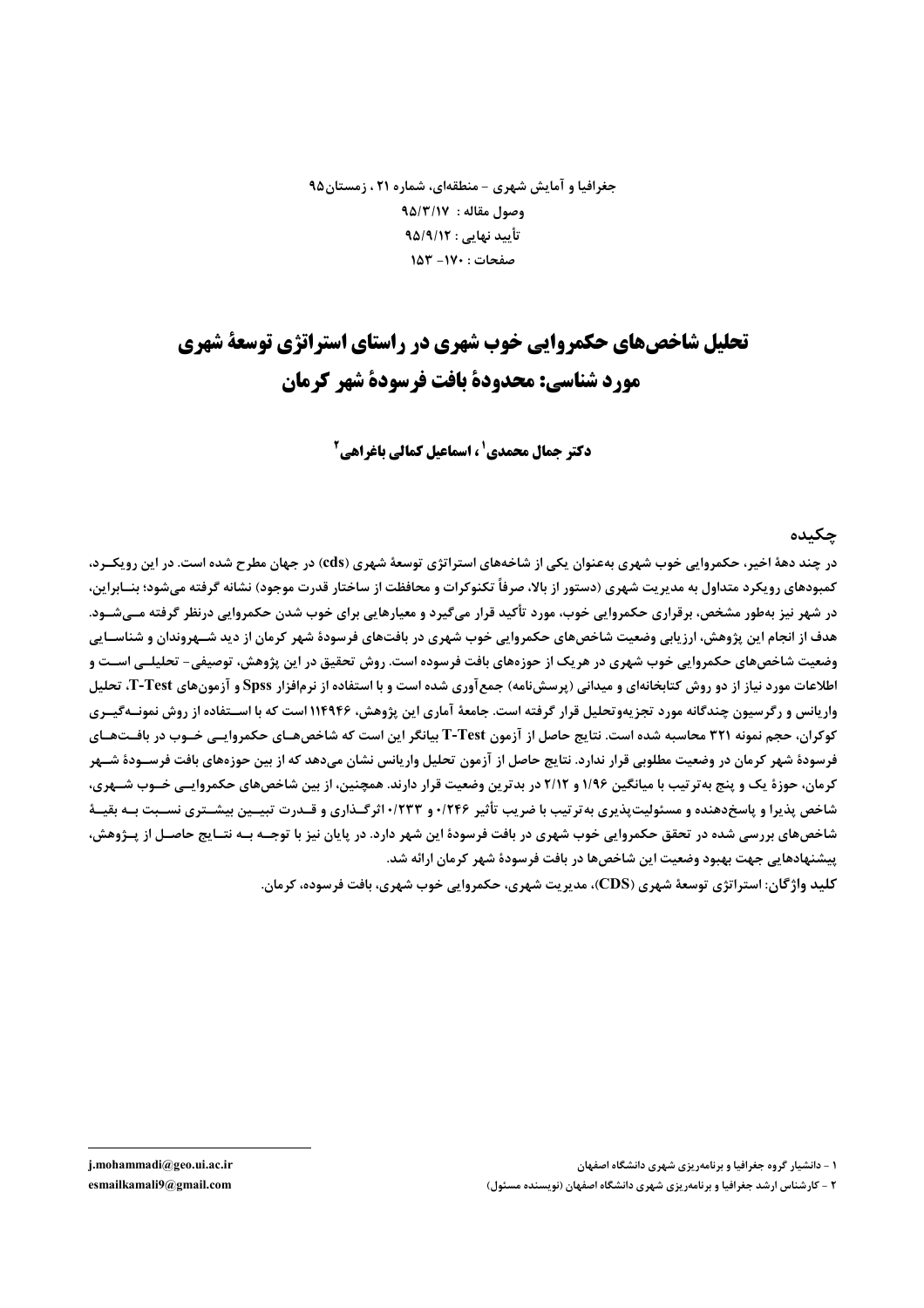جغرافیا و آمایش شهری - منطقه‌ای، شماره ۲۱ ، زمستان۹۵

وصول مقاله : ۹۵/۳/۱۷

تأیید نهایی : ۹۵/۹/۱۲

صفحات : ۱۷۰- ۱۵۳

# تحلیل شاخص‌های حکمروایی خوب شهری در راستای استراتژی توسعهٔ شهری مورد شناسی: محدودهٔ بافت فرسودهٔ شهر کرمان

**دکتر جمال محمدی[1] ، اسماعیل کمالی باغراهی[2]**

## چکیده

در چند دههٔ اخیر، حکمروایی خوب شهری به‌عنوان یکی از شاخه‌های استراتژی توسعهٔ شهری (cds) در جهان مطرح شده است. در این رویکرد، کمبودهای رویکرد متداول به مدیریت شهری (دستور از بالا، صرفاً تکنوکرات و محافظت از ساختار قدرت موجود) نشانه گرفته می‌شود؛ بنابراین، در شهر نیز به‌طور مشخص، برقراری حکمروایی خوب، مورد تأکید قرار می‌گیرد و معیارهایی برای خوب شدن حکمروایی درنظر گرفته می‌شود. هدف از انجام این پژوهش، ارزیابی وضعیت شاخص‌های حکمروایی خوب شهری در بافت‌های فرسودهٔ شهر کرمان از دید شهروندان و شناسایی وضعیت شاخص‌های حکمروایی خوب شهری در هریک از حوزه‌های بافت فرسوده است. روش تحقیق در این پژوهش، توصیفی- تحلیلی است و اطلاعات مورد نیاز از دو روش کتابخانه‌ای و میدانی (پرسش‌نامه) جمع‌آوری شده است و با استفاده از نرم‌افزار Spss و آزمون‌های T-Test، تحلیل واریانس و رگرسیون چندگانه مورد تجزیه‌وتحلیل قرار گرفته است. جامعهٔ آماری این پژوهش، ۱۱۴۹۴۶ است که با استفاده از روش نمونه‌گیری کوکران، حجم نمونه ۳۲۱ محاسبه شده است. نتایج حاصل از آزمون T-Test بیانگر این است که شاخص‌های حکمروایی خوب در بافت‌های فرسودهٔ شهر کرمان در وضعیت مطلوبی قرار ندارد. نتایج حاصل از آزمون تحلیل واریانس نشان می‌دهد که از بین حوزه‌های بافت فرسودهٔ شهر کرمان، حوزهٔ یک و پنج به‌ترتیب با میانگین ۱/۹۶ و ۲/۱۲ در بدترین وضعیت قرار دارند. همچنین، از بین شاخص‌های حکمروایی خوب شهری، شاخص پذیرا و پاسخ‌دهنده و مسئولیت‌پذیری به‌ترتیب با ضریب تأثیر ۰/۲۴۶ و ۰/۲۳۳ اثرگذاری و قدرت تبیین بیشتری نسبت به بقیهٔ شاخص‌های بررسی شده در تحقق حکمروایی خوب شهری در بافت فرسودهٔ این شهر دارد. در پایان نیز با توجه به نتایج حاصل از پژوهش، پیشنهادهایی جهت بهبود وضعیت این شاخص‌ها در بافت فرسودهٔ شهر کرمان ارائه شد.

**کلید واژگان:** استراتژی توسعهٔ شهری (CDS)، مدیریت شهری، حکمروایی خوب شهری، بافت فرسوده، کرمان.

---

[1] - دانشیار گروه جغرافیا و برنامه‌ریزی شهری دانشگاه اصفهان — j.mohammadi@geo.ui.ac.ir

[2] - کارشناس ارشد جغرافیا و برنامه‌ریزی شهری دانشگاه اصفهان (نویسنده مسئول) — esmailkamali9@gmail.com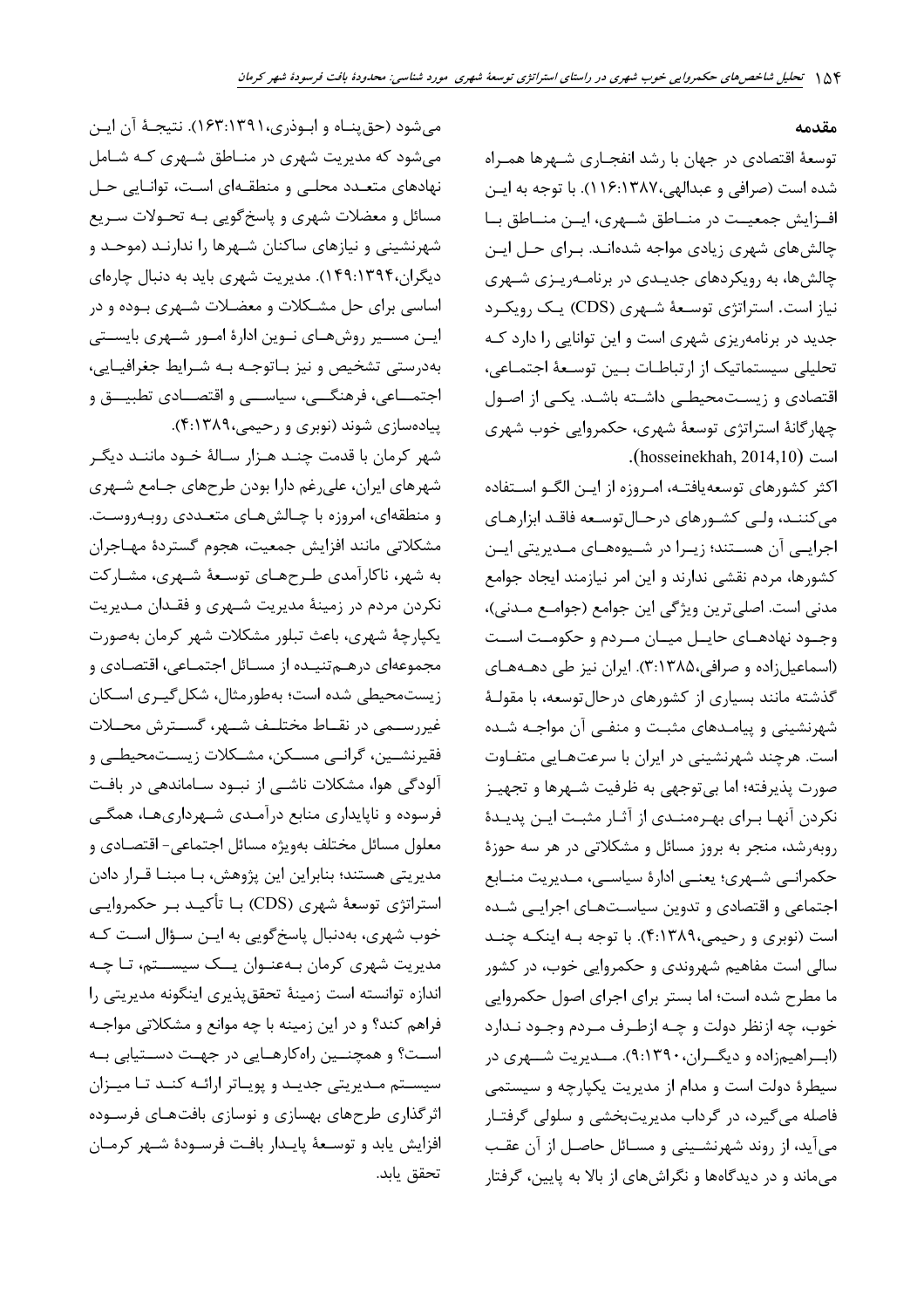## مقدمه

توسعهٔ اقتصادی در جهان با رشد انفجاری شهرها همراه شده است (صرافی و عبدالهی،۱۳۸۷:۱۱۶). با توجه به این افزایش جمعیت در مناطق شهری، این مناطق با چالش‌های شهری زیادی مواجه شده‌اند. برای حل این چالش‌ها، به رویکردهای جدیدی در برنامه‌ریزی شهری نیاز است. استراتژی توسعهٔ شهری (CDS) یک رویکرد جدید در برنامه‌ریزی شهری است و این توانایی را دارد که تحلیلی سیستماتیک از ارتباطات بین توسعهٔ اجتماعی، اقتصادی و زیست‌محیطی داشته باشد. یکی از اصول چهارگانهٔ استراتژی توسعهٔ شهری، حکمروایی خوب شهری است (hosseinekhah, 2014,10).

اکثر کشورهای توسعه‌یافته، امروزه از این الگو استفاده می‌کنند، ولی کشورهای درحال‌توسعه فاقد ابزارهای اجرایی آن هستند؛ زیرا در شیوه‌های مدیریتی این کشورها، مردم نقشی ندارند و این امر نیازمند ایجاد جوامع مدنی است. اصلی‌ترین ویژگی این جوامع (جوامع مدنی)، وجود نهادهای حایل میان مردم و حکومت است (اسماعیل‌زاده و صرافی،۱۳۸۵:۳). ایران نیز طی دهه‌های گذشته مانند بسیاری از کشورهای درحال‌توسعه، با مقولهٔ شهرنشینی و پیامدهای مثبت و منفی آن مواجه شده است. هرچند شهرنشینی در ایران با سرعت‌هایی متفاوت صورت پذیرفته؛ اما بی‌توجهی به ظرفیت شهرها و تجهیز نکردن آنها برای بهره‌مندی از آثار مثبت این پدیدهٔ روبه‌رشد، منجر به بروز مسائل و مشکلاتی در هر سه حوزهٔ حکمرانی شهری؛ یعنی ادارهٔ سیاسی، مدیریت منابع اجتماعی و اقتصادی و تدوین سیاست‌های اجرایی شده است (نوبری و رحیمی،۱۳۸۹:۴). با توجه به اینکه چند سالی است مفاهیم شهروندی و حکمروایی خوب، در کشور ما مطرح شده است؛ اما بستر برای اجرای اصول حکمروایی خوب، چه ازنظر دولت و چه ازطرف مردم وجود ندارد (ابراهیم‌زاده و دیگران،۱۳۹۰:۹). مدیریت شهری در سیطرهٔ دولت است و مدام از مدیریت یکپارچه و سیستمی فاصله می‌گیرد، در گرداب مدیریت‌بخشی و سلولی گرفتار می‌آید، از روند شهرنشینی و مسائل حاصل از آن عقب می‌ماند و در دیدگاه‌ها و نگرش‌های از بالا به پایین، گرفتار می‌شود (حق‌پناه و ابوذری،۱۳۹۱:۱۶۳). نتیجهٔ آن این می‌شود که مدیریت شهری در مناطق شهری که شامل نهادهای متعدد محلی و منطقه‌ای است، توانایی حل مسائل و معضلات شهری و پاسخ‌گویی به تحولات سریع شهرنشینی و نیازهای ساکنان شهرها را ندارند (موحد و دیگران،۱۳۹۴:۱۴۹). مدیریت شهری باید به دنبال چاره‌ای اساسی برای حل مشکلات و معضلات شهری بوده و در این مسیر روش‌های نوین ادارهٔ امور شهری بایستی به‌درستی تشخیص و نیز باتوجه به شرایط جغرافیایی، اجتماعی، فرهنگی، سیاسی و اقتصادی تطبیق و پیاده‌سازی شوند (نوبری و رحیمی،۱۳۸۹:۴).

شهر کرمان با قدمت چند هزار سالهٔ خود مانند دیگر شهرهای ایران، علی‌رغم دارا بودن طرح‌های جامع شهری و منطقه‌ای، امروزه با چالش‌های متعددی روبه‌روست. مشکلاتی مانند افزایش جمعیت، هجوم گستردهٔ مهاجران به شهر، ناکارآمدی طرح‌های توسعهٔ شهری، مشارکت نکردن مردم در زمینهٔ مدیریت شهری و فقدان مدیریت یکپارچهٔ شهری، باعث تبلور مشکلات شهر کرمان به‌صورت مجموعه‌ای درهم‌تنیده از مسائل اجتماعی، اقتصادی و زیست‌محیطی شده است؛ به‌طورمثال، شکل‌گیری اسکان غیررسمی در نقاط مختلف شهر، گسترش محلات فقیرنشین، گرانی مسکن، مشکلات زیست‌محیطی و آلودگی هوا، مشکلات ناشی از نبود ساماندهی در بافت فرسوده و ناپایداری منابع درآمدی شهرداری‌ها، همگی معلول مسائل مختلف به‌ویژه مسائل اجتماعی- اقتصادی و مدیریتی هستند؛ بنابراین این پژوهش، با مبنا قرار دادن استراتژی توسعهٔ شهری (CDS) با تأکید بر حکمروایی خوب شهری، به‌دنبال پاسخ‌گویی به این سؤال است که مدیریت شهری کرمان به‌عنوان یک سیستم، تا چه اندازه توانسته است زمینهٔ تحقق‌پذیری اینگونه مدیریتی را فراهم کند؟ و در این زمینه با چه موانع و مشکلاتی مواجه است؟ و همچنین راه‌کارهایی در جهت دستیابی به سیستم مدیریتی جدید و پویاتر ارائه کند تا میزان اثرگذاری طرح‌های بهسازی و نوسازی بافت‌های فرسوده افزایش یابد و توسعهٔ پایدار بافت فرسودهٔ شهر کرمان تحقق یابد.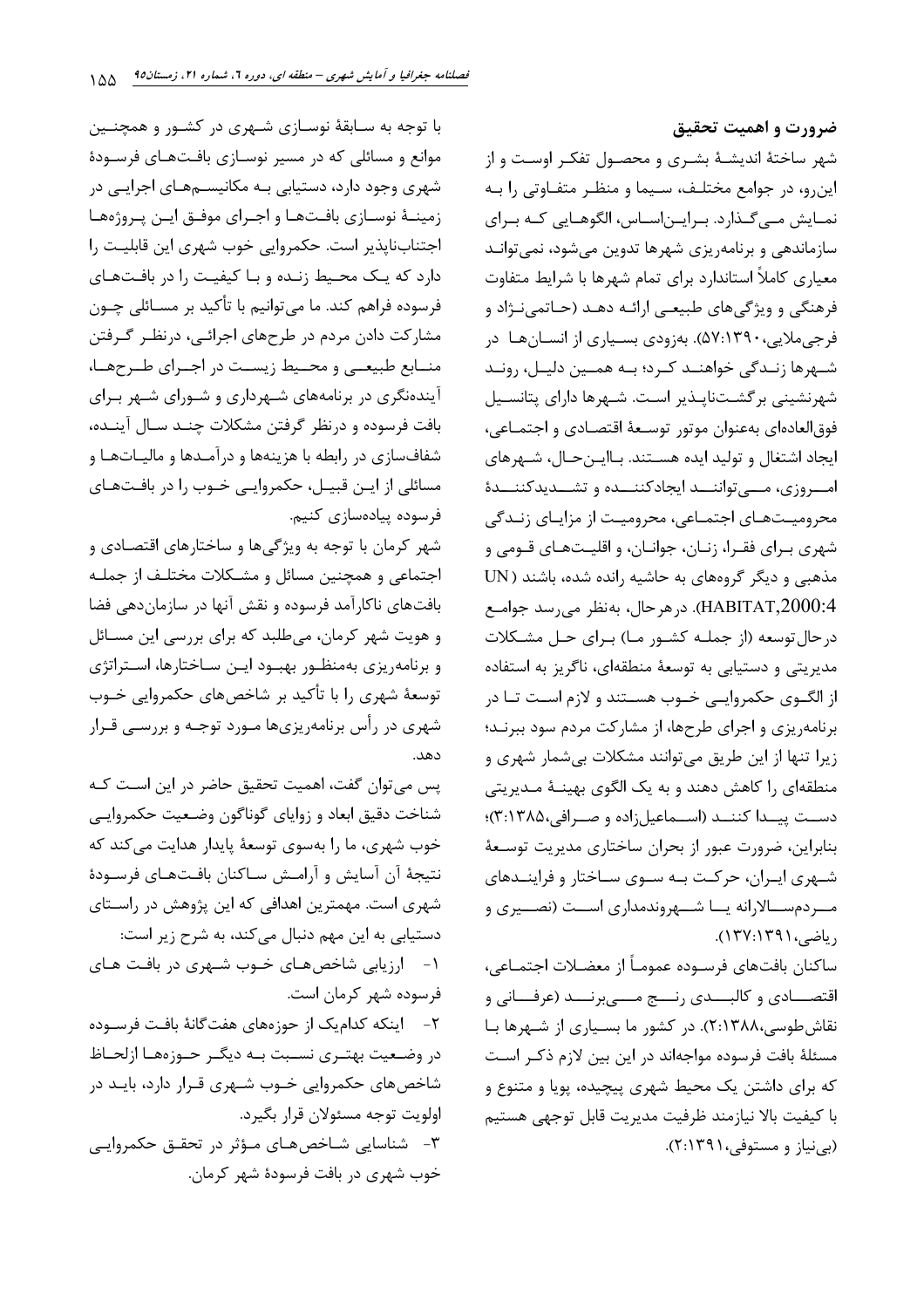## ضرورت و اهمیت تحقیق

شهر ساختهٔ اندیشهٔ بشری و محصول تفکر اوست و از این‌رو، در جوامع مختلف، سیما و منظر متفاوتی را به نمایش می‌گذارد. براین‌اساس، الگوهایی که برای سازماندهی و برنامه‌ریزی شهرها تدوین می‌شود، نمی‌تواند معیاری کاملاً استاندارد برای تمام شهرها با شرایط متفاوت فرهنگی و ویژگی‌های طبیعی ارائه دهد (حاتمی‌نژاد و فرجی‌ملایی،۵۷:۱۳۹۰). به‌زودی بسیاری از انسان‌ها در شهرها زندگی خواهند کرد؛ به همین دلیل، روند شهرنشینی برگشت‌ناپذیر است. شهرها دارای پتانسیل فوق‌العاده‌ای به‌عنوان موتور توسعهٔ اقتصادی و اجتماعی، ایجاد اشتغال و تولید ایده هستند. بااین‌حال، شهرهای امروزی، می‌توانند ایجادکننده و تشدیدکنندهٔ محرومیت‌های اجتماعی، محرومیت از مزایای زندگی شهری برای فقرا، زنان، جوانان، و اقلیت‌های قومی و مذهبی و دیگر گروه‌های به حاشیه رانده شده، باشند (UN HABITAT,2000:4). درهرحال، به‌نظر می‌رسد جوامع درحال‌توسعه (از جمله کشور ما) برای حل مشکلات مدیریتی و دستیابی به توسعهٔ منطقه‌ای، ناگریز به استفاده از الگوی حکمروایی خوب هستند و لازم است تا در برنامه‌ریزی و اجرای طرح‌ها، از مشارکت مردم سود ببرند؛ زیرا تنها از این طریق می‌توانند مشکلات بی‌شمار شهری و منطقه‌ای را کاهش دهند و به یک الگوی بهینهٔ مدیریتی دست پیدا کنند (اسماعیل‌زاده و صرافی،۳:۱۳۸۵)؛ بنابراین، ضرورت عبور از بحران ساختاری مدیریت توسعهٔ شهری ایران، حرکت به سوی ساختار و فرایندهای مردم‌سالارانه یا شهروندمداری است (نصیری و ریاضی،۱۳۷:۱۳۹۱).

ساکنان بافت‌های فرسوده عموماً از معضلات اجتماعی، اقتصادی و کالبدی رنج می‌برند (عرفانی و نقاش‌طوسی،۲:۱۳۸۸). در کشور ما بسیاری از شهرها با مسئلهٔ بافت فرسوده مواجه‌اند در این بین لازم ذکر است که برای داشتن یک محیط شهری پیچیده، پویا و متنوع و با کیفیت بالا نیازمند ظرفیت مدیریت قابل توجهی هستیم (بی‌نیاز و مستوفی،۲:۱۳۹۱).

با توجه به سابقهٔ نوسازی شهری در کشور و همچنین موانع و مسائلی که در مسیر نوسازی بافت‌های فرسودهٔ شهری وجود دارد، دستیابی به مکانیسم‌های اجرایی در زمینهٔ نوسازی بافت‌ها و اجرای موفق این پروژه‌ها اجتناب‌ناپذیر است. حکمروایی خوب شهری این قابلیت را دارد که یک محیط زنده و با کیفیت را در بافت‌های فرسوده فراهم کند. ما می‌توانیم با تأکید بر مسائلی چون مشارکت دادن مردم در طرح‌های اجرائی، درنظر گرفتن منابع طبیعی و محیط زیست در اجرای طرح‌ها، آینده‌نگری در برنامه‌های شهرداری و شورای شهر برای بافت فرسوده و درنظر گرفتن مشکلات چند سال آینده، شفاف‌سازی در رابطه با هزینه‌ها و درآمدها و مالیات‌ها و مسائلی از این قبیل، حکمروایی خوب را در بافت‌های فرسوده پیاده‌سازی کنیم.

شهر کرمان با توجه به ویژگی‌ها و ساختارهای اقتصادی و اجتماعی و همچنین مسائل و مشکلات مختلف از جمله بافت‌های ناکارآمد فرسوده و نقش آنها در سازمان‌دهی فضا و هویت شهر کرمان، می‌طلبد که برای بررسی این مسائل و برنامه‌ریزی به‌منظور بهبود این ساختارها، استراتژی توسعهٔ شهری را با تأکید بر شاخص‌های حکمروایی خوب شهری در رأس برنامه‌ریزی‌ها مورد توجه و بررسی قرار دهد.

پس می‌توان گفت، اهمیت تحقیق حاضر در این است که شناخت دقیق ابعاد و زوایای گوناگون وضعیت حکمروایی خوب شهری، ما را به‌سوی توسعهٔ پایدار هدایت می‌کند که نتیجهٔ آن آسایش و آرامش ساکنان بافت‌های فرسودهٔ شهری است. مهمترین اهدافی که این پژوهش در راستای دستیابی به این مهم دنبال می‌کند، به شرح زیر است:

۱- ارزیابی شاخص‌های خوب شهری در بافت های فرسوده شهر کرمان است.

۲- اینکه کدام‌یک از حوزه‌های هفت‌گانهٔ بافت فرسوده در وضعیت بهتری نسبت به دیگر حوزه‌ها ازلحاظ شاخص‌های حکمروایی خوب شهری قرار دارد، باید در اولویت توجه مسئولان قرار بگیرد.

۳- شناسایی شاخص‌های مؤثر در تحقق حکمروایی خوب شهری در بافت فرسودهٔ شهر کرمان.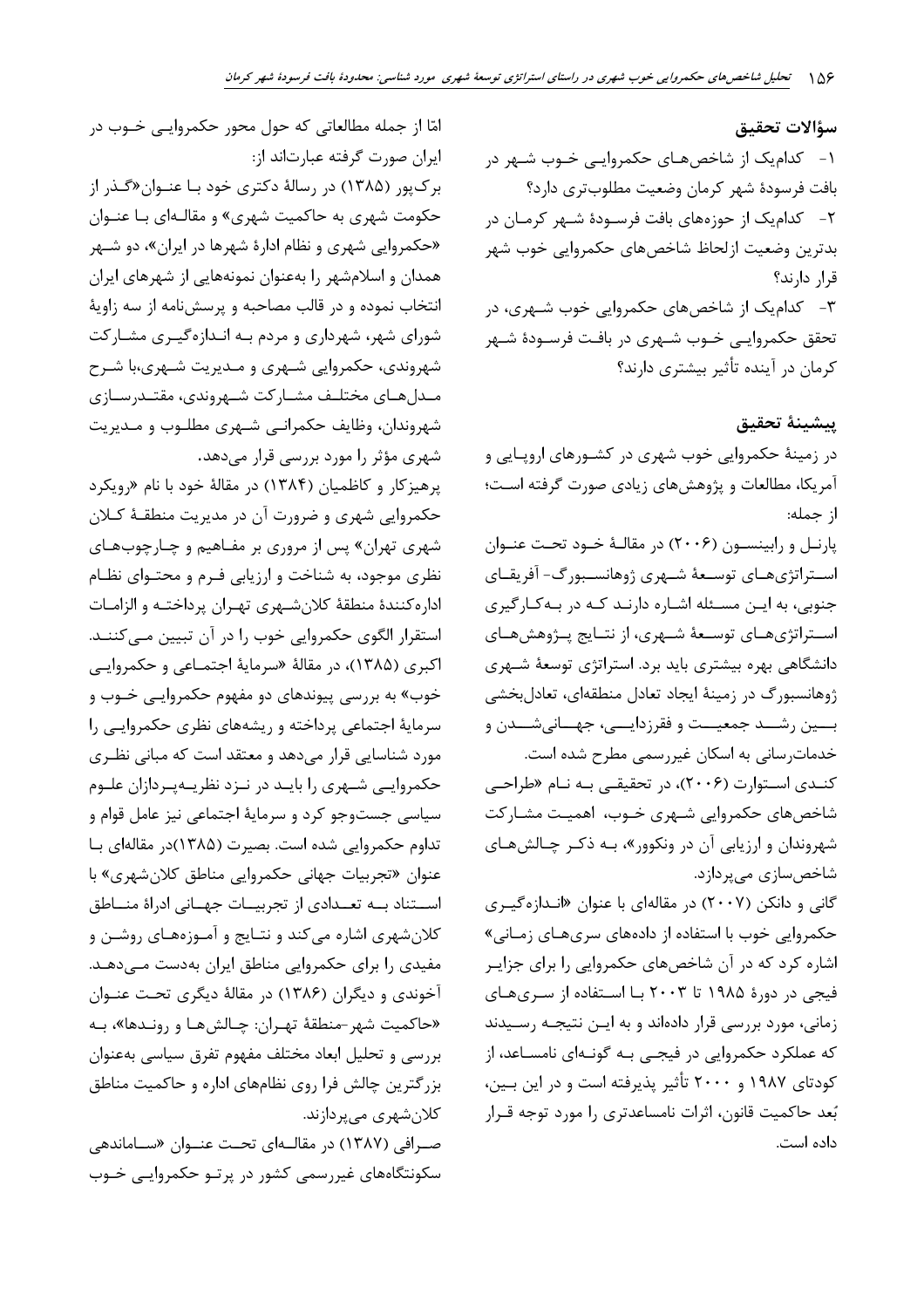## سؤالات تحقیق

۱- کدام‌یک از شاخص‌های حکمروایی خوب شهر در بافت فرسودهٔ شهر کرمان وضعیت مطلوب‌تری دارد؟

۲- کدام‌یک از حوزه‌های بافت فرسودهٔ شهر کرمان در بدترین وضعیت ازلحاظ شاخص‌های حکمروایی خوب شهر قرار دارند؟

۳- کدام‌یک از شاخص‌های حکمروایی خوب شهری، در تحقق حکمروایی خوب شهری در بافت فرسودهٔ شهر کرمان در آینده تأثیر بیشتری دارند؟

## پیشینهٔ تحقیق

در زمینهٔ حکمروایی خوب شهری در کشورهای اروپایی و آمریکا، مطالعات و پژوهش‌های زیادی صورت گرفته است؛ از جمله:

پارنل و رابینسون (۲۰۰۶) در مقالهٔ خود تحت عنوان استراتژی‌های توسعهٔ شهری ژوهانسبورگ- آفریقای جنوبی، به این مسئله اشاره دارند که به‌کارگیری استراتژی‌های توسعهٔ شهری، از نتایج پژوهش‌های دانشگاهی بهره بیشتری باید برد. استراتژی توسعهٔ شهری ژوهانسبورگ در زمینهٔ ایجاد تعادل منطقه‌ای، تعادل‌بخشی بین رشد جمعیت و فقرزدایی، جهانی‌شدن و خدمات‌رسانی به اسکان غیررسمی مطرح شده است.

کندی استوارت (۲۰۰۶)، در تحقیقی به نام «طراحی شاخص‌های حکمروایی شهری خوب، اهمیت مشارکت شهروندان و ارزیابی آن در ونکوور»، به ذکر چالش‌های شاخص‌سازی می‌پردازد.

گانی و دانکن (۲۰۰۷) در مقاله‌ای با عنوان «اندازه‌گیری حکمروایی خوب با استفاده از داده‌های سری‌های زمانی» اشاره کرد که در آن شاخص‌های حکمروایی را برای جزایر فیجی در دورهٔ ۱۹۸۵ تا ۲۰۰۳ با استفاده از سری‌های زمانی، مورد بررسی قرار داده‌اند و به این نتیجه رسیدند که عملکرد حکمروایی در فیجی به گونه‌ای نامساعد، از کودتای ۱۹۸۷ و ۲۰۰۰ تأثیر پذیرفته است و در این بین، بُعد حاکمیت قانون، اثرات نامساعدتری را مورد توجه قرار داده است.

امّا از جمله مطالعاتی که حول محور حکمروایی خوب در ایران صورت گرفته عبارت‌اند از:

برک‌پور (۱۳۸۵) در رسالهٔ دکتری خود با عنوان«گذر از حکومت شهری به حاکمیت شهری» و مقاله‌ای با عنوان «حکمروایی شهری و نظام ادارهٔ شهرها در ایران»، دو شهر همدان و اسلام‌شهر را به‌عنوان نمونه‌هایی از شهرهای ایران انتخاب نموده و در قالب مصاحبه و پرسش‌نامه از سه زاویهٔ شورای شهر، شهرداری و مردم به اندازه‌گیری مشارکت شهروندی، حکمروایی شهری و مدیریت شهری،با شرح مدل‌های مختلف مشارکت شهروندی، مقتدرسازی شهروندان، وظایف حکمرانی شهری مطلوب و مدیریت شهری مؤثر را مورد بررسی قرار می‌دهد.

پرهیزکار و کاظمیان (۱۳۸۴) در مقالهٔ خود با نام «رویکرد حکمروایی شهری و ضرورت آن در مدیریت منطقهٔ کلان شهری تهران» پس از مروری بر مفاهیم و چارچوب‌های نظری موجود، به شناخت و ارزیابی فرم و محتوای نظام اداره‌کنندهٔ منطقهٔ کلان‌شهری تهران پرداخته و الزامات استقرار الگوی حکمروایی خوب را در آن تبیین می‌کنند. اکبری (۱۳۸۵)، در مقالهٔ «سرمایهٔ اجتماعی و حکمروایی خوب» به بررسی پیوندهای دو مفهوم حکمروایی خوب و سرمایهٔ اجتماعی پرداخته و ریشه‌های نظری حکمروایی را مورد شناسایی قرار می‌دهد و معتقد است که مبانی نظری حکمروایی شهری را باید در نزد نظریه‌پردازان علوم سیاسی جست‌وجو کرد و سرمایهٔ اجتماعی نیز عامل قوام و تداوم حکمروایی شده است. بصیرت (۱۳۸۵)در مقاله‌ای با عنوان «تجربیات جهانی حکمروایی مناطق کلان‌شهری» با استناد به تعدادی از تجربیات جهانی ادارهٔ مناطق کلان‌شهری اشاره می‌کند و نتایج و آموزه‌های روشن و مفیدی را برای حکمروایی مناطق ایران به‌دست می‌دهد. آخوندی و دیگران (۱۳۸۶) در مقالهٔ دیگری تحت عنوان «حاکمیت شهر-منطقهٔ تهران: چالش‌ها و روندها»، به بررسی و تحلیل ابعاد مختلف مفهوم تفرق سیاسی به‌عنوان بزرگترین چالش فرا روی نظام‌های اداره و حاکمیت مناطق کلان‌شهری می‌پردازند.

صرافی (۱۳۸۷) در مقاله‌ای تحت عنوان «ساماندهی سکونتگاه‌های غیررسمی کشور در پرتو حکمروایی خوب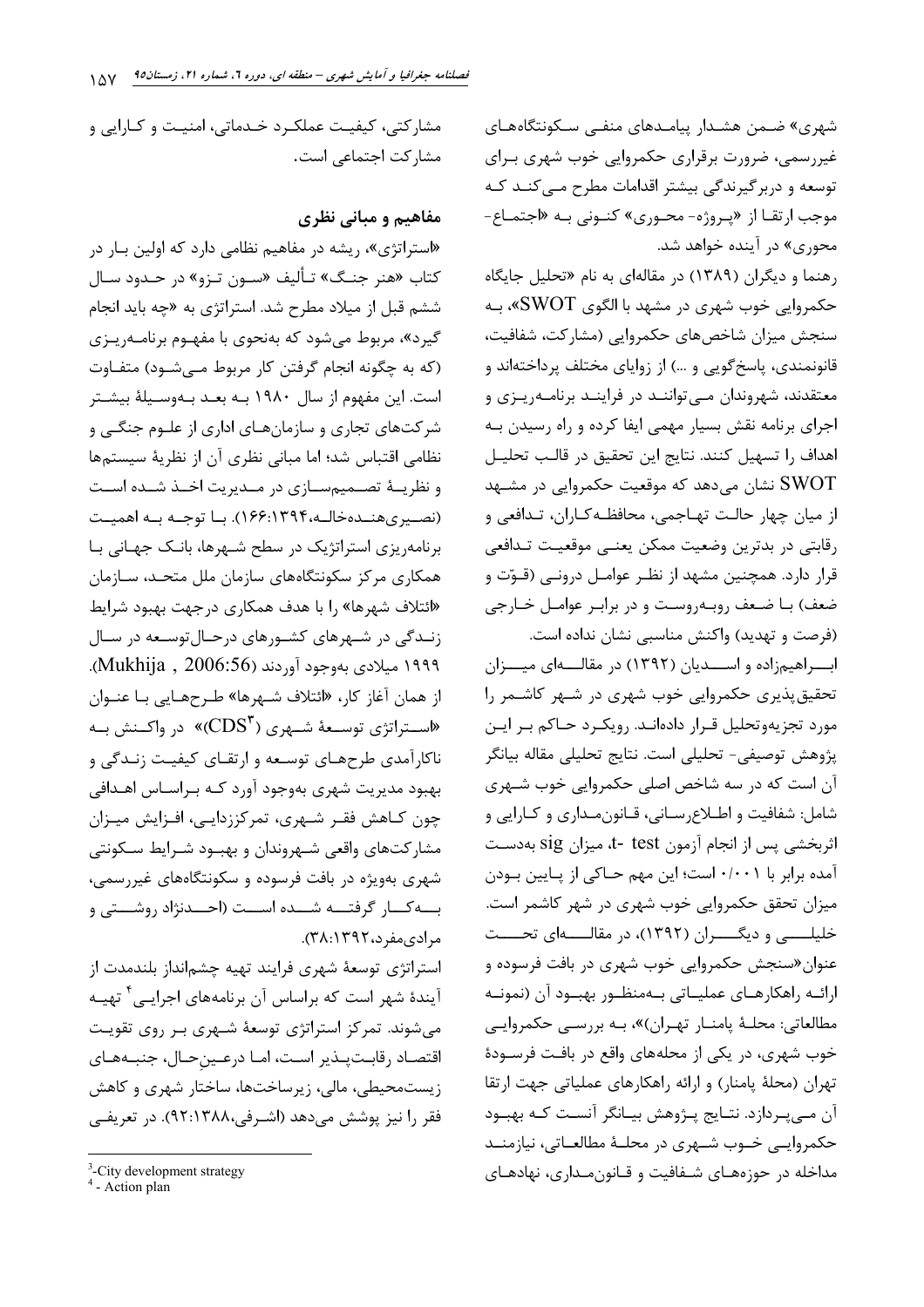شهری» ضمن هشدار پیامدهای منفی سکونتگاه‌های غیررسمی، ضرورت برقراری حکمروایی خوب شهری برای توسعه و دربرگیرندگی بیشتر اقدامات مطرح می‌کند که موجب ارتقا از «پروژه- محوری» کنونی به «اجتماع-محوری» در آینده خواهد شد.

رهنما و دیگران (۱۳۸۹) در مقاله‌ای به نام «تحلیل جایگاه حکمروایی خوب شهری در مشهد با الگوی SWOT»، به سنجش میزان شاخص‌های حکمروایی (مشارکت، شفافیت، قانونمندی، پاسخ‌گویی و ...) از زوایای مختلف پرداخته‌اند و معتقدند، شهروندان می‌توانند در فرایند برنامه‌ریزی و اجرای برنامه نقش بسیار مهمی ایفا کرده و راه رسیدن به اهداف را تسهیل کنند. نتایج این تحقیق در قالب تحلیل SWOT نشان می‌دهد که موقعیت حکمروایی در مشهد از میان چهار حالت تهاجمی، محافظه‌کاران، تدافعی و رقابتی در بدترین وضعیت ممکن یعنی موقعیت تدافعی قرار دارد. همچنین مشهد از نظر عوامل درونی (قوّت و ضعف) با ضعف روبه‌روست و در برابر عوامل خارجی (فرصت و تهدید) واکنش مناسبی نشان نداده است.

ابراهیم‌زاده و اسدیان (۱۳۹۲) در مقاله‌ای میزان تحقیق‌پذیری حکمروایی خوب شهری در شهر کاشمر را مورد تجزیه‌وتحلیل قرار داده‌اند. رویکرد حاکم بر این پژوهش توصیفی- تحلیلی است. نتایج تحلیلی مقاله بیانگر آن است که در سه شاخص اصلی حکمروایی خوب شهری شامل: شفافیت و اطلاع‌رسانی، قانون‌مداری و کارایی و اثربخشی پس از انجام آزمون t- test، میزان sig به‌دست آمده برابر با ۰/۰۰۱ است؛ این مهم حاکی از پایین بودن میزان تحقق حکمروایی خوب شهری در شهر کاشمر است. خلیلی و دیگران (۱۳۹۲)، در مقاله‌ای تحت عنوان«سنجش حکمروایی خوب شهری در بافت فرسوده و ارائه راهکارهای عملیاتی به‌منظور بهبود آن (نمونه مطالعاتی: محلهٔ پامنار تهران)»، به بررسی حکمروایی خوب شهری، در یکی از محله‌های واقع در بافت فرسودهٔ تهران (محلهٔ پامنار) و ارائه راهکارهای عملیاتی جهت ارتقا آن می‌پردازد. نتایج پژوهش بیانگر آنست که بهبود حکمروایی خوب شهری در محلهٔ مطالعاتی، نیازمند مداخله در حوزه‌های شفافیت و قانون‌مداری، نهادهای مشارکتی، کیفیت عملکرد خدماتی، امنیت و کارایی و مشارکت اجتماعی است.

## مفاهیم و مبانی نظری

«استراتژی»، ریشه در مفاهیم نظامی دارد که اولین بار در کتاب «هنر جنگ» تألیف «سون تزو» در حدود سال ششم قبل از میلاد مطرح شد. استراتژی به «چه باید انجام گیرد»، مربوط می‌شود که به‌نحوی با مفهوم برنامه‌ریزی (که به چگونه انجام گرفتن کار مربوط می‌شود) متفاوت است. این مفهوم از سال ۱۹۸۰ به بعد به‌وسیلهٔ بیشتر شرکت‌های تجاری و سازمان‌های اداری از علوم جنگی و نظامی اقتباس شد؛ اما مبانی نظری آن از نظریهٔ سیستم‌ها و نظریهٔ تصمیم‌سازی در مدیریت اخذ شده است (نصیری‌هنده‌خاله،۱۶۶:۱۳۹۴). با توجه به اهمیت برنامه‌ریزی استراتژیک در سطح شهرها، بانک جهانی با همکاری مرکز سکونتگاه‌های سازمان ملل متحد، سازمان «ائتلاف شهرها» را با هدف همکاری درجهت بهبود شرایط زندگی در شهرهای کشورهای درحال‌توسعه در سال ۱۹۹۹ میلادی به‌وجود آوردند (Mukhija , 2006:56). از همان آغاز کار، «ائتلاف شهرها» طرح‌هایی با عنوان «استراتژی توسعهٔ شهری ($CDS^3$)» در واکنش به ناکارآمدی طرح‌های توسعه و ارتقای کیفیت زندگی و بهبود مدیریت شهری به‌وجود آورد که براساس اهدافی چون کاهش فقر شهری، تمرکززدایی، افزایش میزان مشارکت‌های واقعی شهروندان و بهبود شرایط سکونتی شهری به‌ویژه در بافت فرسوده و سکونتگاه‌های غیررسمی، به‌کار گرفته شده است (احدنژاد روشتی و مرادی‌مفرد،۳۸:۱۳۹۲).

استراتژی توسعهٔ شهری فرایند تهیه چشم‌انداز بلندمدت از آیندهٔ شهر است که براساس آن برنامه‌های اجرایی[4] تهیه می‌شوند. تمرکز استراتژی توسعهٔ شهری بر روی تقویت اقتصاد رقابت‌پذیر است، اما درعین‌حال، جنبه‌های زیست‌محیطی، مالی، زیرساخت‌ها، ساختار شهری و کاهش فقر را نیز پوشش می‌دهد (اشرفی،۹۲:۱۳۸۸). در تعریفی

---

[3]-City development strategy

[4] - Action plan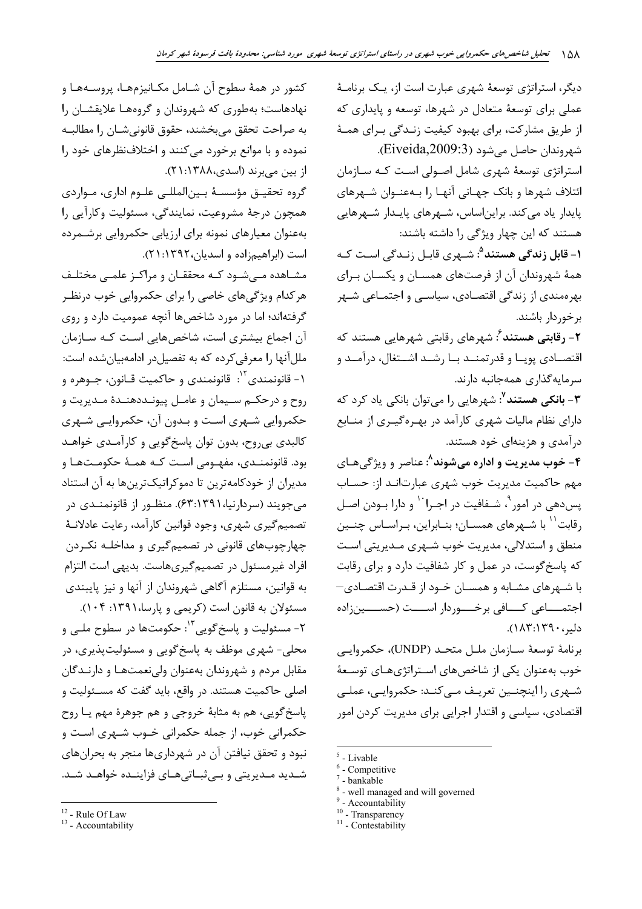دیگر، استراتژی توسعهٔ شهری عبارت است از، یک برنامهٔ عملی برای توسعهٔ متعادل در شهرها، توسعه و پایداری که از طریق مشارکت، برای بهبود کیفیت زندگی برای همهٔ شهروندان حاصل می‌شود (Eiveida,2009:3).

استراتژی توسعهٔ شهری شامل اصولی است که سازمان ائتلاف شهرها و بانک جهانی آنها را به‌عنوان شهرهای پایدار یاد می‌کند. براین‌اساس، شهرهای پایدار شهرهایی هستند که این چهار ویژگی را داشته باشند:

۱- **قابل زندگی هستند**[5]: شهری قابل زندگی است که همهٔ شهروندان آن از فرصت‌های همسان و یکسان برای بهره‌مندی از زندگی اقتصادی، سیاسی و اجتماعی شهر برخوردار باشند.

۲- **رقابتی هستند**[6]: شهرهای رقابتی شهرهایی هستند که اقتصادی پویا و قدرتمند با رشد اشتغال، درآمد و سرمایه‌گذاری همه‌جانبه دارند.

۳- **بانکی هستند**[7]: شهرهایی را می‌توان بانکی یاد کرد که دارای نظام مالیات شهری کارآمد در بهره‌گیری از منابع درآمدی و هزینه‌ای خود هستند.

۴- **خوب مدیریت و اداره می‌شوند**[8]: عناصر و ویژگی‌های مهم حاکمیت مدیریت خوب شهری عبارت‌اند از: حساب پس‌دهی در امور[9]، شفافیت در اجرا[10] و دارا بودن اصل رقابت[11] با شهرهای همسان؛ بنابراین، براساس چنین منطق و استدلالی، مدیریت خوب شهری مدیریتی است که پاسخ‌گوست، در عمل و کار شفافیت دارد و برای رقابت با شهرهای مشابه و همسان خود از قدرت اقتصادی–اجتماعی کافی برخوردار است (حسین‌زاده دلیر، ۱۸۳:۱۳۹۰).

برنامهٔ توسعهٔ سازمان ملل متحد (UNDP)، حکمروایی خوب به‌عنوان یکی از شاخص‌های استراتژی‌های توسعهٔ شهری را اینچنین تعریف می‌کند: حکمروایی، عملی اقتصادی، سیاسی و اقتدار اجرایی برای مدیریت کردن امور کشور در همهٔ سطوح آن شامل مکانیزم‌ها، پروسه‌ها و نهادهاست؛ به‌طوری که شهروندان و گروه‌ها علایقشان را به صراحت تحقق می‌بخشند، حقوق قانونی‌شان را مطالبه نموده و با موانع برخورد می‌کنند و اختلاف‌نظرهای خود را از بین می‌برند (اسدی،۲۱:۱۳۸۸).

گروه تحقیق مؤسسهٔ بین‌المللی علوم اداری، مواردی همچون درجهٔ مشروعیت، نمایندگی، مسئولیت وکارآیی را به‌عنوان معیارهای نمونه برای ارزیابی حکمروایی برشمرده است (ابراهیم‌زاده و اسدیان،۲۱:۱۳۹۲).

مشاهده می‌شود که محققان و مراکز علمی مختلف هرکدام ویژگی‌های خاصی را برای حکمروایی خوب درنظر گرفته‌اند؛ اما در مورد شاخص‌ها آنچه عمومیت دارد و روی آن اجماع بیشتری است، شاخص‌هایی است که سازمان ملل‌آنها را معرفی‌کرده که به تفصیل‌در ادامه‌بیان‌شده است:

۱- قانونمندی[12]: قانونمندی و حاکمیت قانون، جوهره و روح و درحکم سیمان و عامل پیونددهندهٔ مدیریت و حکمروایی شهری است و بدون آن، حکمروایی شهری کالبدی بی‌روح، بدون توان پاسخ‌گویی و کارآمدی خواهد بود. قانونمندی، مفهومی است که همهٔ حکومت‌ها و مدیران از خودکامه‌ترین تا دموکراتیک‌ترین‌ها به آن استناد می‌جویند (سردارنیا،۶۳:۱۳۹۱). منظور از قانونمندی در تصمیم‌گیری شهری، وجود قوانین کارآمد، رعایت عادلانهٔ چهارچوب‌های قانونی در تصمیم‌گیری و مداخله نکردن افراد غیرمسئول در تصمیم‌گیری‌هاست. بدیهی است التزام به قوانین، مستلزم آگاهی شهروندان از آنها و نیز پایبندی مسئولان به قانون است (کریمی و پارسا،۱۳۹۱: ۱۰۴).

۲- مسئولیت و پاسخ‌گویی[13]: حکومت‌ها در سطوح ملی و محلی- شهری موظف به پاسخ‌گویی و مسئولیت‌پذیری، در مقابل مردم و شهروندان به‌عنوان ولی‌نعمت‌ها و دارندگان اصلی حاکمیت هستند. در واقع، باید گفت که مسئولیت و پاسخ‌گویی، هم به مثابهٔ خروجی و هم جوهرهٔ مهم یا روح حکمرانی خوب، از جمله حکمرانی خوب شهری است و نبود و تحقق نیافتن آن در شهرداری‌ها منجر به بحران‌های شدید مدیریتی و بی‌ثباتی‌های فزاینده خواهد شد.

---

[5] - Livable
[6] - Competitive
[7] - bankable
[8] - well managed and will governed
[9] - Accountability
[10] - Transparency
[11] - Contestability
[12] - Rule Of Law
[13] - Accountability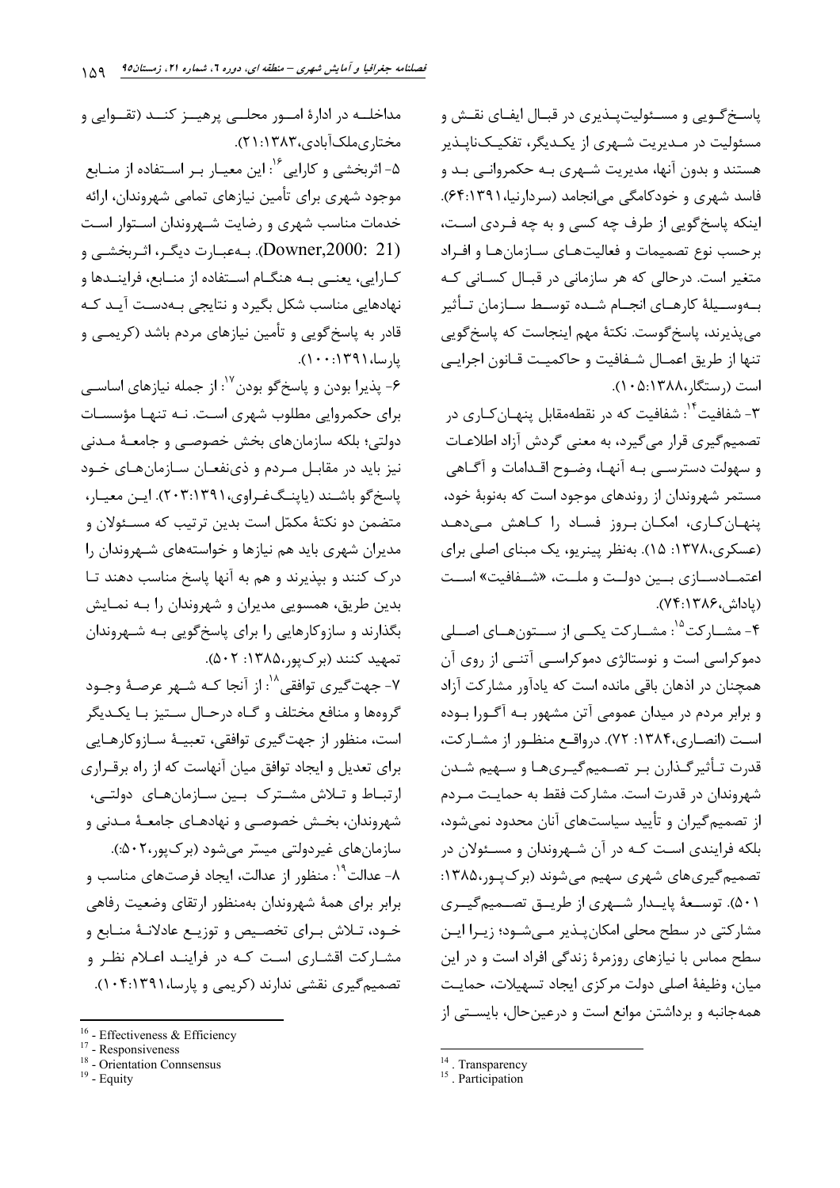پاسخ‌گویی و مسئولیت‌پذیری در قبال ایفای نقش و مسئولیت در مدیریت شهری از یکدیگر، تفکیک‌ناپذیر هستند و بدون آنها، مدیریت شهری به حکمرانی بد و فاسد شهری و خودکامگی می‌انجامد (سردارنیا،۱۳۹۱:۶۴). اینکه پاسخ‌گویی از طرف چه کسی و به چه فردی است، برحسب نوع تصمیمات و فعالیت‌های سازمان‌ها و افراد متغیر است. درحالی که هر سازمانی در قبال کسانی که به‌وسیلهٔ کارهای انجام شده توسط سازمان تأثیر می‌پذیرند، پاسخ‌گوست. نکتهٔ مهم اینجاست که پاسخ‌گویی تنها از طریق اعمال شفافیت و حاکمیت قانون اجرایی است (رستگار،۱۳۸۸:۱۰۵).

۳- شفافیت[14]: شفافیت که در نقطه‌مقابل پنهان‌کاری در تصمیم‌گیری قرار می‌گیرد، به معنی گردش آزاد اطلاعات و سهولت دسترسی به آنها، وضوح اقدامات و آگاهی مستمر شهروندان از روندهای موجود است که به‌نوبهٔ خود، پنهان‌کاری، امکان بروز فساد را کاهش می‌دهد (عسکری،۱۳۷۸: ۱۵). به‌نظر پینریو، یک مبنای اصلی برای اعتمادسازی بین دولت و ملت، «شفافیت» است (پاداش،۱۳۸۶:۷۴).

۴- مشارکت[15]: مشارکت یکی از ستون‌های اصلی دموکراسی است و نوستالژی دموکراسی آتنی از روی آن همچنان در اذهان باقی مانده است که یادآور مشارکت آزاد و برابر مردم در میدان عمومی آتن مشهور به آگورا بوده است (انصاری،۱۳۸۴: ۷۲). درواقع منظور از مشارکت، قدرت تأثیرگذارن بر تصمیم‌گیری‌ها و سهیم شدن شهروندان در قدرت است. مشارکت فقط به حمایت مردم از تصمیم‌گیران و تأیید سیاست‌های آنان محدود نمی‌شود، بلکه فرایندی است که در آن شهروندان و مسئولان در تصمیم‌گیری‌های شهری سهیم می‌شوند (برک‌پور،۱۳۸۵: ۵۰۱). توسعهٔ پایدار شهری از طریق تصمیم‌گیری مشارکتی در سطح محلی امکان‌پذیر می‌شود؛ زیرا این سطح مماس با نیازهای روزمرهٔ زندگی افراد است و در این میان، وظیفهٔ اصلی دولت مرکزی ایجاد تسهیلات، حمایت همه‌جانبه و برداشتن موانع است و درعین‌حال، بایستی از مداخله در ادارهٔ امور محلی پرهیز کند (تقوایی و مختاری‌ملک‌آبادی،۱۳۸۳:۲۱).

۵- اثربخشی و کارایی[16]: این معیار بر استفاده از منابع موجود شهری برای تأمین نیازهای تمامی شهروندان، ارائه خدمات مناسب شهری و رضایت شهروندان استوار است (Downer,2000: 21). به‌عبارت دیگر، اثربخشی و کارایی، یعنی به هنگام استفاده از منابع، فرایندها و نهادهایی مناسب شکل بگیرد و نتایجی به‌دست آید که قادر به پاسخ‌گویی و تأمین نیازهای مردم باشد (کریمی و پارسا،۱۳۹۱:۱۰۰).

۶- پذیرا بودن و پاسخ‌گو بودن[17]: از جمله نیازهای اساسی برای حکمروایی مطلوب شهری است. نه تنها مؤسسات دولتی؛ بلکه سازمان‌های بخش خصوصی و جامعهٔ مدنی نیز باید در مقابل مردم و ذی‌نفعان سازمان‌های خود پاسخ‌گو باشند (پاپنگ‌غراوی،۱۳۹۱:۲۰۳). این معیار، متضمن دو نکتهٔ مکمّل است بدین ترتیب که مسئولان و مدیران شهری باید هم نیازها و خواسته‌های شهروندان را درک کنند و بپذیرند و هم به آنها پاسخ مناسب دهند تا بدین طریق، همسویی مدیران و شهروندان را به نمایش بگذارند و سازوکارهایی را برای پاسخ‌گویی به شهروندان تمهید کنند (برک‌پور،۱۳۸۵: ۵۰۲).

۷- جهت‌گیری توافقی[18]: از آنجا که شهر عرصهٔ وجود گروه‌ها و منافع مختلف و گاه درحال ستیز با یکدیگر است، منظور از جهت‌گیری توافقی، تعبیهٔ سازوکارهایی برای تعدیل و ایجاد توافق میان آنهاست که از راه برقراری ارتباط و تلاش مشترک بین سازمان‌های دولتی، شهروندان، بخش خصوصی و نهادهای جامعهٔ مدنی و سازمان‌های غیردولتی میسّر می‌شود (برک‌پور،۵۰۲:).

۸- عدالت[19]: منظور از عدالت، ایجاد فرصت‌های مناسب و برابر برای همهٔ شهروندان به‌منظور ارتقای وضعیت رفاهی خود، تلاش برای تخصیص و توزیع عادلانهٔ منابع و مشارکت اقشاری است که در فرایند اعلام نظر و تصمیم‌گیری نقشی ندارند (کریمی و پارسا،۱۳۹۱:۱۰۴).

---

[14] . Transparency
[15] . Participation
[16] - Effectiveness & Efficiency
[17] - Responsiveness
[18] - Orientation Connsensus
[19] - Equity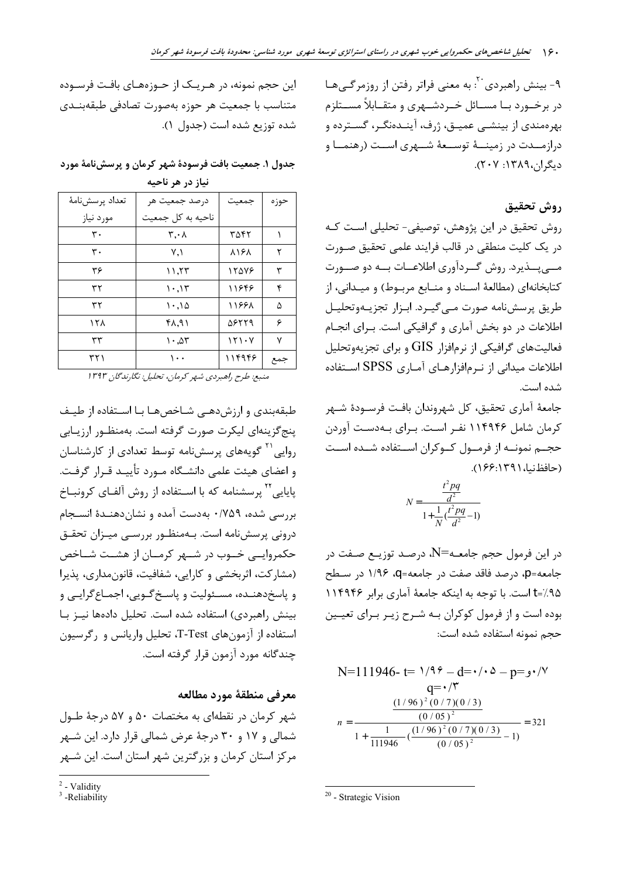۹- بینش راهبردی[20]: به معنی فراتر رفتن از روزمرگی‌ها در برخورد با مسائل خردشهری و متقابلاً مستلزم بهره‌مندی از بینشی عمیق، ژرف، آینده‌نگر، گسترده و درازمدت در زمینهٔ توسعهٔ شهری است (رهنما و دیگران،۱۳۸۹: ۲۰۷).

## روش تحقیق

روش تحقیق در این پژوهش، توصیفی- تحلیلی است که در یک کلیت منطقی در قالب فرایند علمی تحقیق صورت می‌پذیرد. روش گردآوری اطلاعات به دو صورت کتابخانه‌ای (مطالعهٔ اسناد و منابع مربوط) و میدانی، از طریق پرسش‌نامه صورت می‌گیرد. ابزار تجزیه‌وتحلیل اطلاعات در دو بخش آماری و گرافیکی است. برای انجام فعالیت‌های گرافیکی از نرم‌افزار GIS و برای تجزیه‌وتحلیل اطلاعات میدانی از نرم‌افزارهای آماری SPSS استفاده شده است.

جامعهٔ آماری تحقیق، کل شهروندان بافت فرسودهٔ شهر کرمان شامل ۱۱۴۹۴۶ نفر است. برای به‌دست آوردن حجم نمونه از فرمول کوکران استفاده شده است (حافظ‌نیا،۱۳۹۱:۱۶۶).

$$N=\frac{\frac{t^2pq}{d^2}}{1+\frac{1}{N}(\frac{t^2pq}{d^2}-1)}$$

در این فرمول حجم جامعه=N، درصد توزیع صفت در جامعه=p، درصد فاقد صفت در جامعه=q، ۱/۹۶ در سطح ٪۹۵=t است. با توجه به اینکه جامعهٔ آماری برابر ۱۱۴۹۴۶ بوده است و از فرمول کوکران به شرح زیر برای تعیین حجم نمونه استفاده شده است:

$$N=111946-\ t=1/96-d=0/05-p=0/7\quad q=0/3$$

$$n=\frac{\frac{(1/96)^2(0/7)(0/3)}{(0/05)^2}}{1+\frac{1}{111946}(\frac{(1/96)^2(0/7)(0/3)}{(0/05)^2}-1)}=321$$

این حجم نمونه، در هریک از حوزه‌های بافت فرسوده متناسب با جمعیت هر حوزه به‌صورت تصادفی طبقه‌بندی شده توزیع شده است (جدول ۱).

**جدول ۱. جمعیت بافت فرسودهٔ شهر کرمان و پرسش‌نامهٔ مورد نیاز در هر ناحیه**

| حوزه | جمعیت | درصد جمعیت هر ناحیه به کل جمعیت | تعداد پرسش‌نامهٔ مورد نیاز |
|---|---|---|---|
| ۱ | ۳۵۴۲ | ۳,۰۸ | ۳۰ |
| ۲ | ۸۱۶۸ | ۷,۱ | ۳۰ |
| ۳ | ۱۲۵۷۶ | ۱۱,۲۳ | ۳۶ |
| ۴ | ۱۱۶۴۶ | ۱۰,۱۳ | ۳۲ |
| ۵ | ۱۱۶۶۸ | ۱۰,۱۵ | ۳۲ |
| ۶ | ۵۶۲۲۹ | ۴۸,۹۱ | ۱۲۸ |
| ۷ | ۱۲۱۰۷ | ۱۰,۵۳ | ۳۳ |
| جمع | ۱۱۴۹۴۶ | ۱۰۰ | ۳۲۱ |

*منبع: طرح راهبردی شهر کرمان، تحلیل: نگارندگان ۱۳۹۳*

طبقه‌بندی و ارزش‌دهی شاخص‌ها با استفاده از طیف پنج‌گزینه‌ای لیکرت صورت گرفته است. به‌منظور ارزیابی روایی[21] گویه‌های پرسش‌نامه توسط تعدادی از کارشناسان و اعضای هیئت علمی دانشگاه مورد تأیید قرار گرفت. پایایی[22] پرسشنامه که با استفاده از روش آلفای کرونباخ بررسی شده، ۰/۷۵۹ به‌دست آمده و نشان‌دهندهٔ انسجام درونی پرسش‌نامه است. به‌منظور بررسی میزان تحقق حکمروایی خوب در شهر کرمان از هشت شاخص (مشارکت، اثربخشی و کارایی، شفافیت، قانون‌مداری، پذیرا و پاسخ‌دهنده، مسئولیت و پاسخ‌گویی، اجماع‌گرایی و بینش راهبردی) استفاده شده است. تحلیل داده‌ها نیز با استفاده از آزمون‌های T-Test، تحلیل واریانس و رگرسیون چندگانه مورد آزمون قرار گرفته است.

## معرفی منطقهٔ مورد مطالعه

شهر کرمان در نقطه‌ای به مختصات ۵۰ و ۵۷ درجهٔ طول شمالی و ۱۷ و ۳۰ درجهٔ عرض شمالی قرار دارد. این شهر مرکز استان کرمان و بزرگترین شهر استان است. این شهر

---

[20] - Strategic Vision

[2] - Validity

[3] -Reliability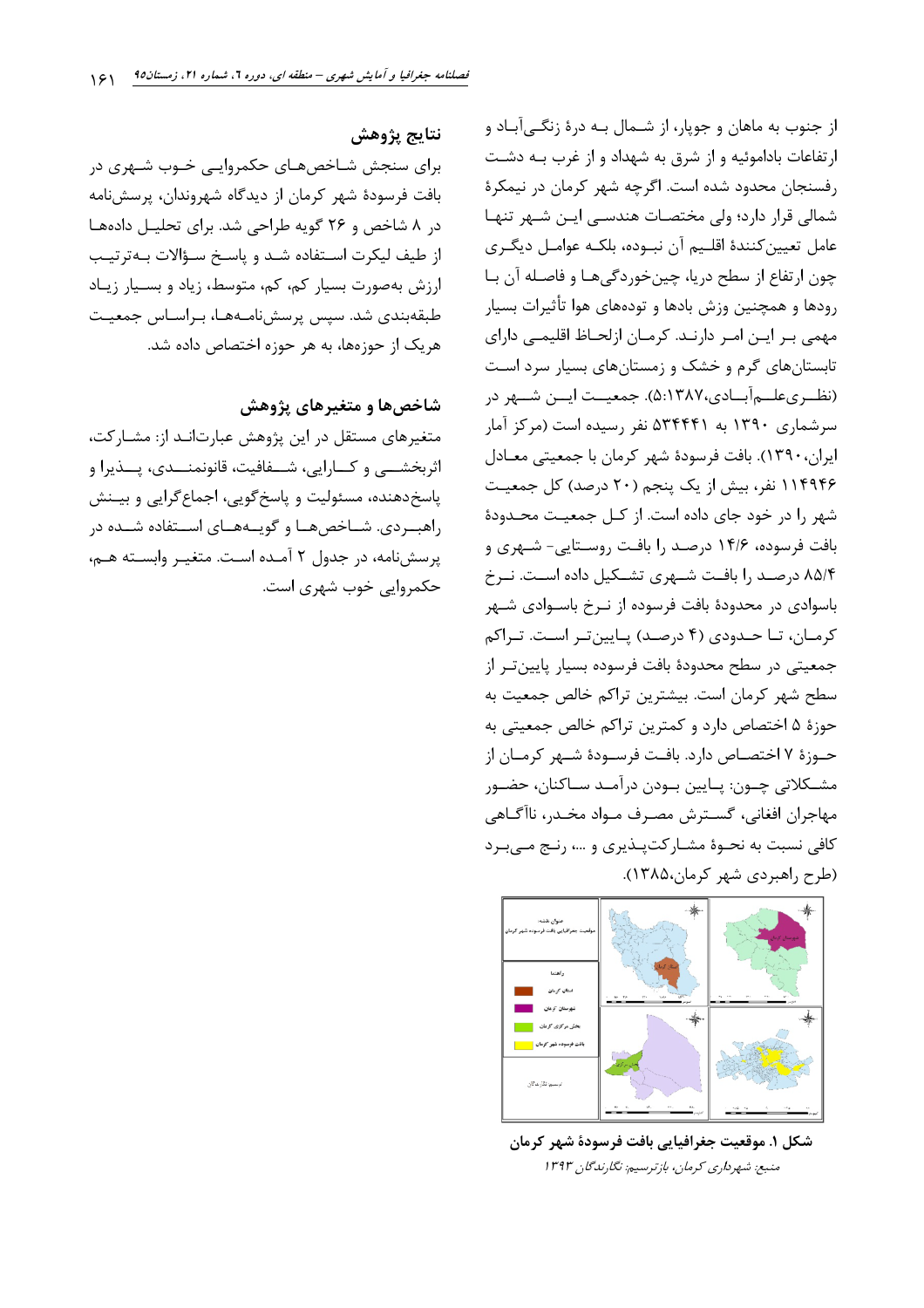از جنوب به ماهان و جوپار، از شمال به درهٔ زنگی‌آباد و ارتفاعات بادامویه و از شرق به شهداد و از غرب به دشت رفسنجان محدود شده است. اگرچه شهر کرمان در نیمکرهٔ شمالی قرار دارد؛ ولی مختصات هندسی این شهر تنها عامل تعیین‌کنندهٔ اقلیم آن نبوده، بلکه عوامل دیگری چون ارتفاع از سطح دریا، چین‌خوردگی‌ها و فاصله آن با رودها و همچنین وزش بادها و توده‌های هوا تأثیرات بسیار مهمی بر این امر دارند. کرمان ازلحاظ اقلیمی دارای تابستان‌های گرم و خشک و زمستان‌های بسیار سرد است (نظری‌علم‌آبادی،۱۳۸۷:۵). جمعیت این شهر در سرشماری ۱۳۹۰ به ۵۳۴۴۴۱ نفر رسیده است (مرکز آمار ایران،۱۳۹۰). بافت فرسودهٔ شهر کرمان با جمعیتی معادل ۱۱۴۹۴۶ نفر، بیش از یک پنجم (۲۰ درصد) کل جمعیت شهر را در خود جای داده است. از کل جمعیت محدودهٔ بافت فرسوده، ۱۴/۶ درصد را بافت روستایی- شهری و ۸۵/۴ درصد را بافت شهری تشکیل داده است. نرخ باسوادی در محدودهٔ بافت فرسوده از نرخ باسوادی شهر کرمان، تا حدودی (۴ درصد) پایین‌تر است. تراکم جمعیتی در سطح محدودهٔ بافت فرسوده بسیار پایین‌تر از سطح شهر کرمان است. بیشترین تراکم خالص جمعیت به حوزهٔ ۵ اختصاص دارد و کمترین تراکم خالص جمعیتی به حوزهٔ ۷ اختصاص دارد. بافت فرسودهٔ شهر کرمان از مشکلاتی چون: پایین بودن درآمد ساکنان، حضور مهاجران افغانی، گسترش مصرف مواد مخدر، ناآگاهی کافی نسبت به نحوهٔ مشارکت‌پذیری و ...، رنج می‌برد (طرح راهبردی شهر کرمان،۱۳۸۵).

**شکل ۱. موقعیت جغرافیایی بافت فرسودهٔ شهر کرمان**

*منبع: شهرداری کرمان، بازترسیم: نگارندگان ۱۳۹۳*

## نتایج پژوهش

برای سنجش شاخص‌های حکمروایی خوب شهری در بافت فرسودهٔ شهر کرمان از دیدگاه شهروندان، پرسش‌نامه در ۸ شاخص و ۲۶ گویه طراحی شد. برای تحلیل داده‌ها از طیف لیکرت استفاده شد و پاسخ سؤالات به‌ترتیب ارزش به‌صورت بسیار کم، کم، متوسط، زیاد و بسیار زیاد طبقه‌بندی شد. سپس پرسش‌نامه‌ها، براساس جمعیت هریک از حوزه‌ها، به هر حوزه اختصاص داده شد.

## شاخص‌ها و متغیرهای پژوهش

متغیرهای مستقل در این پژوهش عبارت‌اند از: مشارکت، اثربخشی و کارایی، شفافیت، قانونمندی، پذیرا و پاسخ‌دهنده، مسئولیت و پاسخ‌گویی، اجماع‌گرایی و بینش راهبردی. شاخص‌ها و گویه‌های استفاده شده در پرسش‌نامه، در جدول ۲ آمده است. متغیر وابسته هم، حکمروایی خوب شهری است.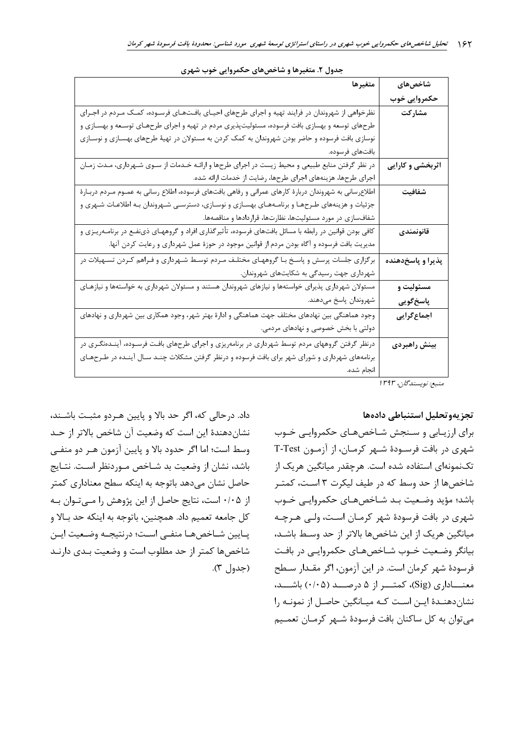**جدول ۲. متغیرها و شاخص‌های حکمروایی خوب شهری**

| شاخص‌های حکمروایی خوب | متغیرها |
| --- | --- |
| **مشارکت** | نظرخواهی از شهروندان در فرایند تهیه و اجرای طرح‌های احیای بافت‌های فرسوده، کمک مردم در اجرای طرح‌های توسعه و بهسازی بافت فرسوده، مسئولیت‌پذیری مردم در تهیه و اجرای طرح‌های توسعه و بهسازی و نوسازی بافت فرسوده و حاضر بودن شهروندان به کمک کردن به مسئولان در تهیهٔ طرح‌های بهسازی و نوسازی بافت‌های فرسوده. |
| **اثربخشی و کارایی** | در نظر گرفتن منابع طبیعی و محیط زیست در اجرای طرح‌ها و ارائه خدمات از سوی شهرداری، مدت زمان اجرای طرح‌ها، هزینه‌های اجرای طرح‌ها، رضایت از خدمات ارائه شده. |
| **شفافیت** | اطلاع‌رسانی به شهروندان دربارهٔ کارهای عمرانی و رفاهی بافت‌های فرسوده، اطلاع رسانی به عموم مردم دربارهٔ جزئیات و هزینه‌های طرح‌ها و برنامه‌های بهسازی و نوسازی، دسترسی شهروندان به اطلاعات شهری و شفاف‌سازی در مورد مسئولیت‌ها، نظارت‌ها، قراردادها و مناقصه‌ها. |
| **قانونمندی** | کافی بودن قوانین در رابطه با مسائل بافت‌های فرسوده، تأثیرگذاری افراد و گروههای ذی‌نفع در برنامه‌ریزی و مدیریت بافت فرسوده و آگاه بودن مردم از قوانین موجود در حوزهٔ عمل شهرداری و رعایت کردن آنها. |
| **پذیرا و پاسخ‌دهنده** | برگزاری جلسات پرسش و پاسخ با گروههای مختلف مردم توسط شهرداری و فراهم کردن تسهیلات در شهرداری جهت رسیدگی به شکایت‌های شهروندان. |
| **مسئولیت و پاسخ‌گویی** | مسئولان شهرداری پذیرای خواسته‌ها و نیازهای شهروندان هستند و مسئولان شهرداری به خواسته‌ها و نیازهای شهروندان پاسخ می‌دهند. |
| **اجماع‌گرایی** | وجود هماهنگی بین نهادهای مختلف جهت هماهنگی و ادارهٔ بهتر شهر، وجود همکاری بین شهرداری و نهادهای دولتی با بخش خصوصی و نهادهای مردمی. |
| **بینش راهبردی** | درنظر گرفتن گروههای مردم توسط شهرداری در برنامه‌ریزی و اجرای طرح‌های بافت فرسوده، آینده‌نگری در برنامه‌های شهرداری و شورای شهر برای بافت فرسوده و درنظر گرفتن مشکلات چند سال آینده در طرح‌های انجام شده. |

*منبع: نویسندگان، ۱۳۹۳*

### تجزیه‌وتحلیل استنباطی داده‌ها

برای ارزیابی و سنجش شاخص‌های حکمروایی خوب شهری در بافت فرسودهٔ شهر کرمان، از آزمون T-Test تک‌نمونه‌ای استفاده شده است. هرچقدر میانگین هریک از شاخص‌ها از حد وسط که در طیف لیکرت ۳ است، کمتر باشد؛ مؤید وضعیت بد شاخص‌های حکمروایی خوب شهری در بافت فرسودهٔ شهر کرمان است، ولی هرچه میانگین هریک از این شاخص‌ها بالاتر از حد وسط باشد، بیانگر وضعیت خوب شاخص‌های حکمروایی در بافت فرسودهٔ شهر کرمان است. در این آزمون، اگر مقدار سطح معناداری (Sig)، کمتر از ۵ درصد (۰/۰۵) باشد، نشان‌دهندهٔ این است که میانگین حاصل از نمونه را می‌توان به کل ساکنان بافت فرسودهٔ شهر کرمان تعمیم داد. درحالی که، اگر حد بالا و پایین هردو مثبت باشند، نشان‌دهندهٔ این است که وضعیت آن شاخص بالاتر از حد وسط است؛ اما اگر حدود بالا و پایین آزمون هر دو منفی باشد، نشان از وضعیت بد شاخص موردنظر است. نتایج حاصل نشان می‌دهد باتوجه به اینکه سطح معناداری کمتر از ۰/۰۵ است، نتایج حاصل از این پژوهش را می‌توان به کل جامعه تعمیم داد. همچنین، باتوجه به اینکه حد بالا و پایین شاخص‌ها منفی است؛ درنتیجه وضعیت این شاخص‌ها کمتر از حد مطلوب است و وضعیت بدی دارند (جدول ۳).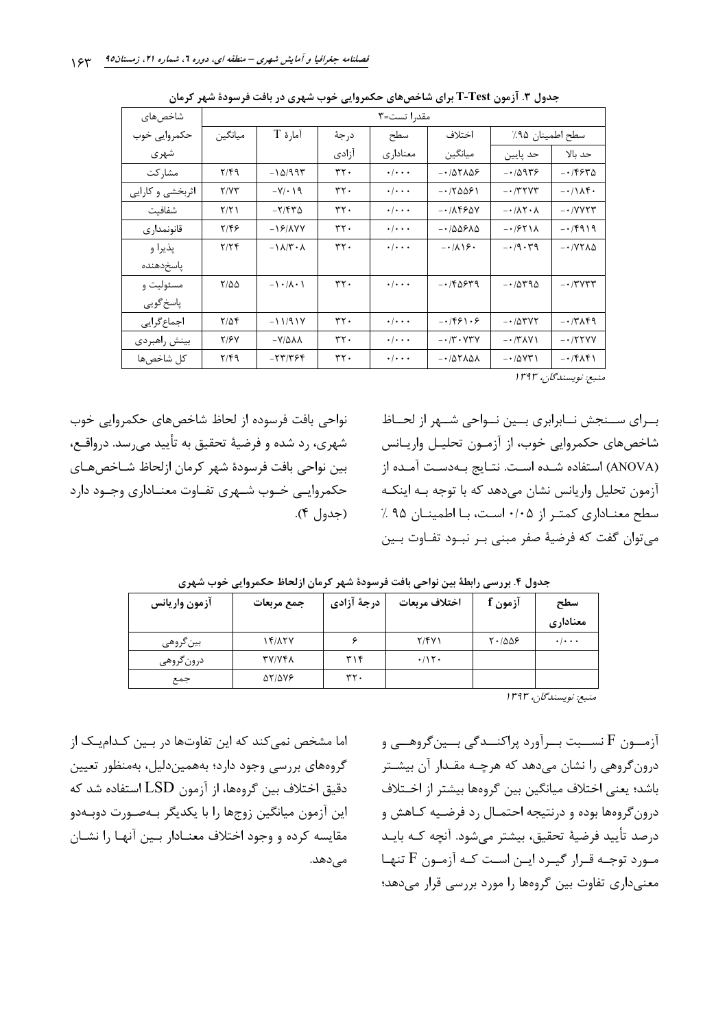**جدول ۳. آزمون T-Test برای شاخص‌های حکمروایی خوب شهری در بافت فرسودهٔ شهر کرمان**

| شاخص‌های حکمروایی خوب شهری | مقدرا تست=۳ | | | | | | |
|---|---|---|---|---|---|---|---|
| | میانگین | آمارهٔ T | درجهٔ آزادی | سطح معناداری | اختلاف میانگین | سطح اطمینان ۹۵٪ | |
| | | | | | | حد پایین | حد بالا |
| مشارکت | ۲/۴۹ | -۱۵/۹۹۳ | ۳۲۰ | ۰/۰۰۰ | -۰/۵۲۸۵۶ | -۰/۵۹۳۶ | -۰/۴۶۳۵ |
| اثربخشی و کارایی | ۲/۷۳ | -۷/۰۱۹ | ۳۲۰ | ۰/۰۰۰ | -۰/۲۵۵۶۱ | -۰/۳۲۷۳ | -۰/۱۸۴۰ |
| شفافیت | ۲/۲۱ | -۲/۴۳۵ | ۳۲۰ | ۰/۰۰۰ | -۰/۸۴۶۵۷ | -۰/۸۲۰۸ | -۰/۷۷۲۳ |
| قانونمداری | ۲/۴۶ | -۱۶/۸۷۷ | ۳۲۰ | ۰/۰۰۰ | -۰/۵۵۶۸۵ | -۰/۶۲۱۸ | -۰/۴۹۱۹ |
| پذیرا و پاسخ‌دهنده | ۲/۲۴ | -۱۸/۳۰۸ | ۳۲۰ | ۰/۰۰۰ | -۰/۸۱۶۰ | -۰/۹۰۳۹ | -۰/۷۲۸۵ |
| مسئولیت و پاسخ‌گویی | ۲/۵۵ | -۱۰/۸۰۱ | ۳۲۰ | ۰/۰۰۰ | -۰/۴۵۶۳۹ | -۰/۵۳۹۵ | -۰/۳۷۳۳ |
| اجماع‌گرایی | ۲/۵۴ | -۱۱/۹۱۷ | ۳۲۰ | ۰/۰۰۰ | -۰/۴۶۱۰۶ | -۰/۵۳۷۲ | -۰/۳۸۴۹ |
| بینش راهبردی | ۲/۶۷ | -۷/۵۸۸ | ۳۲۰ | ۰/۰۰۰ | -۰/۳۰۷۳۷ | -۰/۳۸۷۱ | -۰/۲۲۷۷ |
| کل شاخص‌ها | ۲/۴۹ | -۲۳/۳۶۴ | ۳۲۰ | ۰/۰۰۰ | -۰/۵۲۸۵۸ | -۰/۵۷۳۱ | -۰/۴۸۴۱ |

*منبع: نویسندگان، ۱۳۹۳*

بـرای سـنجش نـابرابری بـین نـواحی شـهر از لحـاظ شاخص‌های حکمروایی خوب، از آزمـون تحلیـل واریـانس (ANOVA) استفاده شـده اسـت. نتـایج بـه‌دسـت آمـده از آزمون تحلیل واریانس نشان می‌دهد که با توجه بـه اینکـه سطح معنـاداری کمتـر از ۰/۰۵ اسـت، بـا اطمینـان ۹۵ ٪ می‌توان گفت که فرضیهٔ صفر مبنی بـر نبـود تفـاوت بـین نواحی بافت فرسوده از لحاظ شاخص‌های حکمروایی خوب شهری، رد شده و فرضیهٔ تحقیق به تأیید می‌رسد. درواقـع، بین نواحی بافت فرسودهٔ شهر کرمان ازلحاظ شـاخص‌هـای حکمروایـی خـوب شـهری تفـاوت معنـاداری وجـود دارد (جدول ۴).

**جدول ۴. بررسی رابطهٔ بین نواحی بافت فرسودهٔ شهر کرمان ازلحاظ حکمروایی خوب شهری**

| آزمون واریانس | جمع مربعات | درجهٔ آزادی | اختلاف مربعات | آزمون f | سطح معناداری |
|---|---|---|---|---|---|
| بین‌گروهی | ۱۴/۸۲۷ | ۶ | ۲/۴۷۱ | ۲۰/۵۵۶ | ۰/۰۰۰ |
| درون‌گروهی | ۳۷/۷۴۸ | ۳۱۴ | ۰/۱۲۰ | | |
| جمع | ۵۲/۵۷۶ | ۳۲۰ | | | |

*منبع: نویسندگان، ۱۳۹۳*

آزمـون F نسـبت بـرآورد پراکنـدگی بـین‌گروهـی و درون‌گروهی را نشان می‌دهد که هرچـه مقـدار آن بیشـتر باشد؛ یعنی اختلاف میانگین بین گروه‌ها بیشتر از اخـتلاف درون‌گروه‌ها بوده و درنتیجه احتمـال رد فرضـیه کـاهش و درصد تأیید فرضیهٔ تحقیق، بیشتر می‌شود. آنچه کـه بایـد مـورد توجـه قـرار گیـرد ایـن اسـت کـه آزمـون F تنهـا معنی‌داری تفاوت بین گروه‌ها را مورد بررسی قرار می‌دهد؛ اما مشخص نمی‌کند که این تفاوت‌ها در بـین کـدام‌یـک از گروه‌های بررسی وجود دارد؛ به‌همین‌دلیل، به‌منظور تعیین دقیق اختلاف بین گروه‌ها، از آزمون LSD استفاده شد که این آزمون میانگین زوج‌ها را با یکدیگر بـه‌صـورت دوبـه‌دو مقایسه کرده و وجود اختلاف معنـادار بـین آنهـا را نشـان می‌دهد.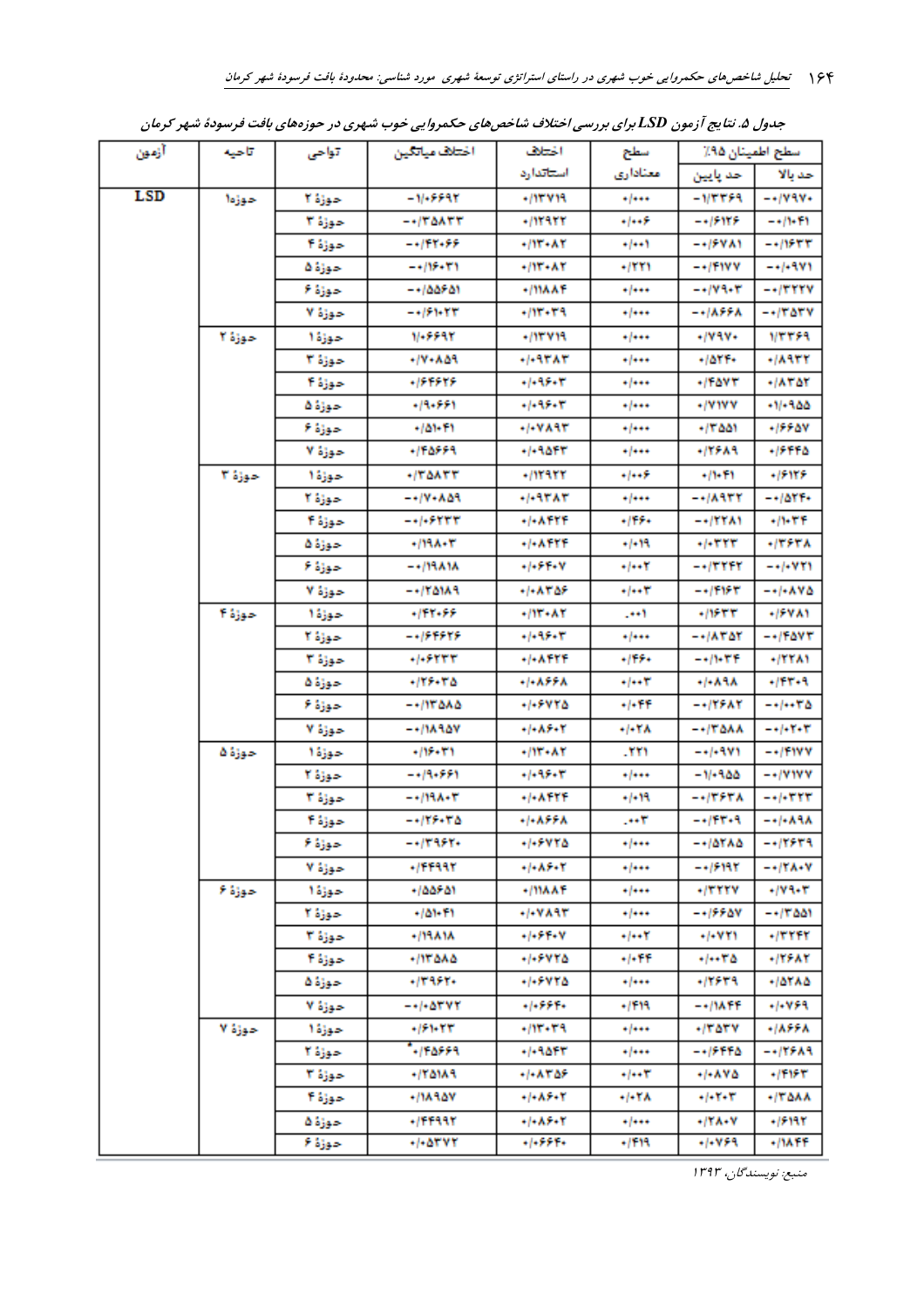جدول ۵. نتایج آزمون LSD برای بررسی اختلاف شاخص‌های حکمروایی خوب شهری در حوزه‌های بافت فرسودهٔ شهر کرمان

| آزمون | ناحیه | نواحی | اختلاف میانگین | اختلاف استاندارد | سطح معناداری | سطح اطمینان ۹۵٪ | |
|---|---|---|---|---|---|---|---|
| | | | | | | حد پایین | حد بالا |
| LSD | حوزه۱ | حوزهٔ ۲ | -۱/۰۶۶۹۲ | ۰/۱۳۷۱۹ | ۰/۰۰۰ | -۱/۳۳۶۹ | -۰/۷۹۷۰ |
| | | حوزهٔ ۳ | -۰/۳۵۸۳۳ | ۰/۱۲۹۲۲ | ۰/۰۰۶ | -۰/۶۱۲۶ | -۰/۱۰۴۱ |
| | | حوزهٔ ۴ | -۰/۴۲۰۶۶ | ۰/۱۳۰۸۲ | ۰/۰۰۱ | -۰/۶۷۸۱ | -۰/۱۶۳۳ |
| | | حوزهٔ ۵ | -۰/۱۶۰۳۱ | ۰/۱۳۰۸۲ | ۰/۲۲۱ | -۰/۴۱۷۷ | -۰/۰۹۷۱ |
| | | حوزهٔ ۶ | -۰/۵۵۶۵۱ | ۰/۱۱۸۸۴ | ۰/۰۰۰ | -۰/۷۹۰۳ | -۰/۳۲۲۷ |
| | | حوزهٔ ۷ | -۰/۶۱۰۲۳ | ۰/۱۳۰۳۹ | ۰/۰۰۰ | -۰/۸۶۶۸ | -۰/۳۵۳۷ |
| | حوزهٔ ۲ | حوزهٔ ۱ | ۱/۰۶۶۹۲ | ۰/۱۳۷۱۹ | ۰/۰۰۰ | ۰/۷۹۷۰ | ۱/۳۳۶۹ |
| | | حوزهٔ ۳ | ۰/۷۰۸۵۹ | ۰/۰۹۳۸۳ | ۰/۰۰۰ | ۰/۵۲۴۰ | ۰/۸۹۳۲ |
| | | حوزهٔ ۴ | ۰/۶۴۶۲۶ | ۰/۰۹۶۰۳ | ۰/۰۰۰ | ۰/۴۵۷۳ | ۰/۸۳۵۲ |
| | | حوزهٔ ۵ | ۰/۹۰۶۶۱ | ۰/۰۹۶۰۳ | ۰/۰۰۰ | ۰/۷۱۷۷ | ۱/۰۹۵۵ |
| | | حوزهٔ ۶ | ۰/۵۱۰۴۱ | ۰/۰۷۸۹۳ | ۰/۰۰۰ | ۰/۳۵۵۱ | ۰/۶۶۵۷ |
| | | حوزهٔ ۷ | ۰/۴۵۶۶۹ | ۰/۰۹۵۴۳ | ۰/۰۰۰ | ۰/۲۶۸۹ | ۰/۶۴۴۵ |
| | حوزهٔ ۳ | حوزهٔ ۱ | ۰/۳۵۸۳۳ | ۰/۱۲۹۲۲ | ۰/۰۰۶ | ۰/۱۰۴۱ | ۰/۶۱۲۶ |
| | | حوزهٔ ۲ | -۰/۷۰۸۵۹ | ۰/۰۹۳۸۳ | ۰/۰۰۰ | -۰/۸۹۳۲ | -۰/۵۲۴۰ |
| | | حوزهٔ ۴ | -۰/۰۶۲۳۳ | ۰/۰۸۴۲۴ | ۰/۴۶۰ | -۰/۲۲۸۱ | ۰/۱۰۳۴ |
| | | حوزهٔ ۵ | ۰/۱۹۸۰۳ | ۰/۰۸۴۲۴ | ۰/۰۱۹ | ۰/۰۳۲۳ | ۰/۳۶۳۸ |
| | | حوزهٔ ۶ | -۰/۱۹۸۱۸ | ۰/۰۶۴۰۷ | ۰/۰۰۲ | -۰/۳۲۴۲ | -۰/۰۷۲۱ |
| | | حوزهٔ ۷ | -۰/۲۵۱۸۹ | ۰/۰۸۳۵۶ | ۰/۰۰۳ | -۰/۴۱۶۳ | -۰/۰۸۷۵ |
| | حوزهٔ ۴ | حوزهٔ ۱ | ۰/۴۲۰۶۶ | ۰/۱۳۰۸۲ | .۰۰۱ | ۰/۱۶۳۳ | ۰/۶۷۸۱ |
| | | حوزهٔ ۲ | -۰/۶۴۶۲۶ | ۰/۰۹۶۰۳ | ۰/۰۰۰ | -۰/۸۳۵۲ | -۰/۴۵۷۳ |
| | | حوزهٔ ۳ | ۰/۰۶۲۳۳ | ۰/۰۸۴۲۴ | ۰/۴۶۰ | -۰/۱۰۳۴ | ۰/۲۲۸۱ |
| | | حوزهٔ ۵ | ۰/۲۶۰۳۵ | ۰/۰۸۶۶۸ | ۰/۰۰۳ | ۰/۰۸۹۸ | ۰/۴۳۰۹ |
| | | حوزهٔ ۶ | -۰/۱۳۵۸۵ | ۰/۰۶۷۲۵ | ۰/۰۴۴ | -۰/۲۶۸۲ | -۰/۰۰۳۵ |
| | | حوزهٔ ۷ | -۰/۱۸۹۵۷ | ۰/۰۸۶۰۲ | ۰/۰۲۸ | -۰/۳۵۸۸ | -۰/۰۲۰۳ |
| | حوزهٔ ۵ | حوزهٔ ۱ | ۰/۱۶۰۳۱ | ۰/۱۳۰۸۲ | .۲۲۱ | -۰/۰۹۷۱ | -۰/۴۱۷۷ |
| | | حوزهٔ ۲ | -۰/۹۰۶۶۱ | ۰/۰۹۶۰۳ | ۰/۰۰۰ | -۱/۰۹۵۵ | -۰/۷۱۷۷ |
| | | حوزهٔ ۳ | -۰/۱۹۸۰۳ | ۰/۰۸۴۲۴ | ۰/۰۱۹ | -۰/۳۶۳۸ | -۰/۰۳۲۳ |
| | | حوزهٔ ۴ | -۰/۲۶۰۳۵ | ۰/۰۸۶۶۸ | .۰۰۳ | -۰/۴۳۰۹ | -۰/۰۸۹۸ |
| | | حوزهٔ ۶ | -۰/۳۹۶۲۰ | ۰/۰۶۷۲۵ | ۰/۰۰۰ | -۰/۵۲۸۵ | -۰/۲۶۳۹ |
| | | حوزهٔ ۷ | ۰/۴۴۹۹۲ | ۰/۰۸۶۰۲ | ۰/۰۰۰ | -۰/۶۱۹۲ | -۰/۲۸۰۷ |
| | حوزهٔ ۶ | حوزهٔ ۱ | ۰/۵۵۶۵۱ | ۰/۱۱۸۸۴ | ۰/۰۰۰ | ۰/۳۲۲۷ | ۰/۷۹۰۳ |
| | | حوزهٔ ۲ | ۰/۵۱۰۴۱ | ۰/۰۷۸۹۳ | ۰/۰۰۰ | -۰/۶۶۵۷ | -۰/۳۵۵۱ |
| | | حوزهٔ ۳ | ۰/۱۹۸۱۸ | ۰/۰۶۴۰۷ | ۰/۰۰۲ | ۰/۰۷۲۱ | ۰/۳۲۴۲ |
| | | حوزهٔ ۴ | ۰/۱۳۵۸۵ | ۰/۰۶۷۲۵ | ۰/۰۴۴ | ۰/۰۰۳۵ | ۰/۲۶۸۲ |
| | | حوزهٔ ۵ | ۰/۳۹۶۲۰ | ۰/۰۶۷۲۵ | ۰/۰۰۰ | ۰/۲۶۳۹ | ۰/۵۲۸۵ |
| | | حوزهٔ ۷ | -۰/۰۵۳۷۲ | ۰/۰۶۶۴۰ | ۰/۴۱۹ | -۰/۱۸۴۴ | ۰/۰۷۶۹ |
| | حوزهٔ ۷ | حوزهٔ ۱ | ۰/۶۱۰۲۳ | ۰/۱۳۰۳۹ | ۰/۰۰۰ | ۰/۳۵۳۷ | ۰/۸۶۶۸ |
| | | حوزهٔ ۲ | *۰/۴۵۶۶۹ | ۰/۰۹۵۴۳ | ۰/۰۰۰ | -۰/۶۴۴۵ | -۰/۲۶۸۹ |
| | | حوزهٔ ۳ | ۰/۲۵۱۸۹ | ۰/۰۸۳۵۶ | ۰/۰۰۳ | ۰/۰۸۷۵ | ۰/۴۱۶۳ |
| | | حوزهٔ ۴ | ۰/۱۸۹۵۷ | ۰/۰۸۶۰۲ | ۰/۰۲۸ | ۰/۰۲۰۳ | ۰/۳۵۸۸ |
| | | حوزهٔ ۵ | ۰/۴۴۹۹۲ | ۰/۰۸۶۰۲ | ۰/۰۰۰ | ۰/۲۸۰۷ | ۰/۶۱۹۲ |
| | | حوزهٔ ۶ | ۰/۰۵۳۷۲ | ۰/۰۶۶۴۰ | ۰/۴۱۹ | ۰/۰۷۶۹ | ۰/۱۸۴۴ |

منبع: نویسندگان، ۱۳۹۳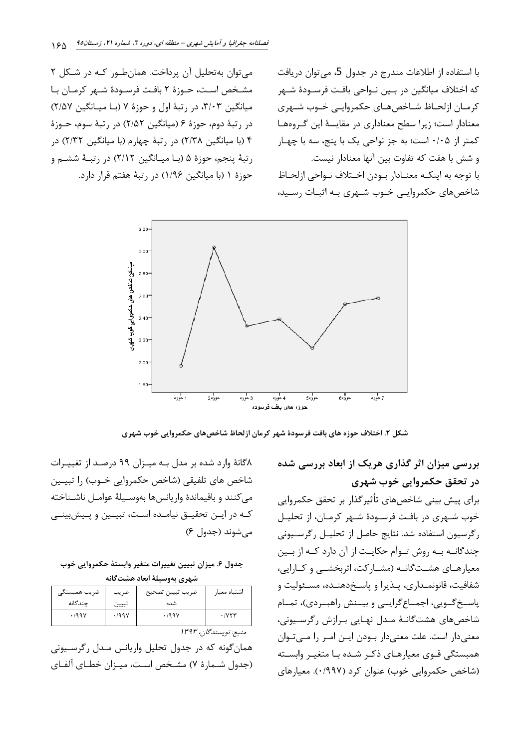با استفاده از اطلاعات مندرج در جدول 5، می‌توان دریافت که اختلاف میانگین در بین نواحی بافت فرسودهٔ شهر کرمان ازلحاظ شاخص‌های حکمروایی خوب شهری معنادار است؛ زیرا سطح معناداری در مقایسهٔ این گروه‌ها کمتر از ۰/۰۵ است؛ به جز نواحی یک با پنج، سه با چهار و شش با هفت که تفاوت بین آنها معنادار نیست.

با توجه به اینکه معنادار بودن اختلاف نواحی ازلحاظ شاخص‌های حکمروایی خوب شهری به اثبات رسید، می‌توان به‌تحلیل آن پرداخت. همان‌طور که در شکل ۲ مشخص است، حوزهٔ ۲ بافت فرسودهٔ شهر کرمان با میانگین ۳/۰۳، در رتبهٔ اول و حوزهٔ ۷ (با میانگین ۲/۵۷) در رتبهٔ دوم، حوزهٔ ۶ (میانگین ۲/۵۲) در رتبهٔ سوم، حوزهٔ ۴ (با میانگین ۲/۳۸) در رتبهٔ چهارم (با میانگین ۲/۳۲) در رتبهٔ پنجم، حوزهٔ ۵ (با میانگین ۲/۱۲) در رتبهٔ ششم و حوزهٔ ۱ (با میانگین ۱/۹۶) در رتبهٔ هفتم قرار دارد.

**شکل ۲. اختلاف حوزه های بافت فرسودهٔ شهر کرمان ازلحاظ شاخص‌های حکمروایی خوب شهری**

## بررسی میزان اثر گذاری هریک از ابعاد بررسی شده در تحقق حکمروایی خوب شهری

برای پیش بینی شاخص‌های تأثیرگذار بر تحقق حکمروایی خوب شهری در بافت فرسودهٔ شهر کرمان، از تحلیل رگرسیون استفاده شد. نتایج حاصل از تحلیل رگرسیونی چندگانه به روش توأم حکایت از آن دارد که از بین معیارهای هشت‌گانه (مشارکت، اثربخشی و کارایی، شفافیت، قانونمداری، پذیرا و پاسخ‌دهنده، مسئولیت و پاسخ‌گویی، اجماع‌گرایی و بینش راهبردی)، تمام شاخص‌های هشت‌گانهٔ مدل نهایی برازش رگرسیونی، معنی‌دار است. علت معنی‌دار بودن این امر را می‌توان همبستگی قوی معیارهای ذکر شده با متغیر وابسته (شاخص حکمروایی خوب) عنوان کرد (۰/۹۹۷). معیارهای ۸گانهٔ وارد شده بر مدل به میزان ۹۹ درصد از تغییرات شاخص های تلفیقی (شاخص حکمروایی خوب) را تبیین می‌کنند و باقیماندهٔ واریانس‌ها به‌وسیلهٔ عوامل ناشناخته که در این تحقیق نیامده است، تبیین و پیش‌بینی می‌شوند (جدول ۶)

**جدول ۶. میزان تبیین تغییرات متغیر وابستهٔ حکمروایی خوب شهری به‌وسیلهٔ ابعاد هشت‌گانه**

| ضریب همبستگی چندگانه | ضریب تبیین | ضریب تبیین تصحیح شده | اشتباه معیار |
|---|---|---|---|
| ۰/۹۹۷ | ۰/۹۹۷ | ۰/۹۹۷ | ۰/۷۲۳ |

*منبع: نویسندگان، ۱۳۹۳*

همان‌گونه که در جدول تحلیل واریانس مدل رگرسیونی (جدول شمارهٔ ۷) مشخص است، میزان خطای آلفای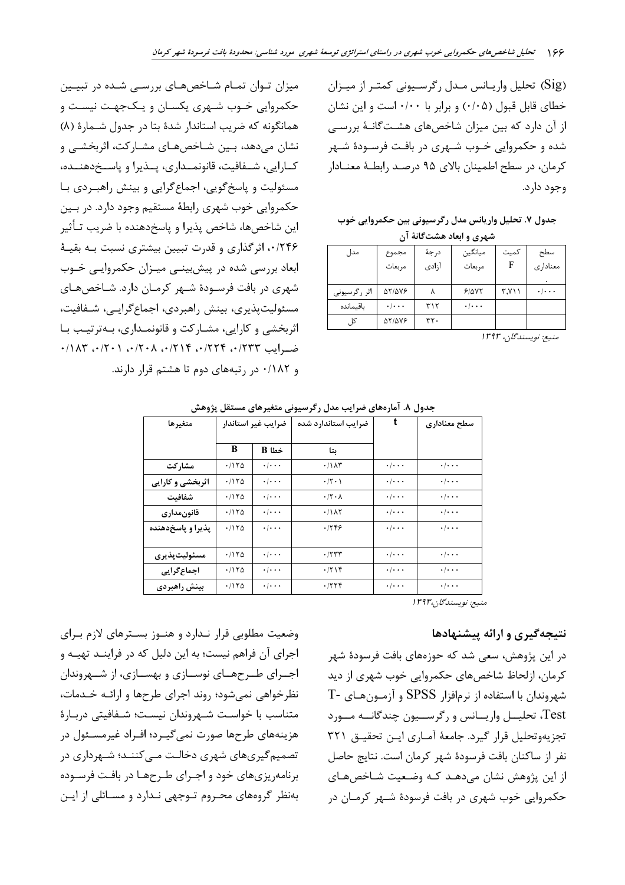(Sig) تحلیل واریانس مدل رگرسیونی کمتر از میزان خطای قابل قبول (۰/۰۵) و برابر با ۰/۰۰ است و این نشان از آن دارد که بین میزان شاخص‌های هشت‌گانهٔ بررسی شده و حکمروایی خوب شهری در بافت فرسودهٔ شهر کرمان، در سطح اطمینان بالای ۹۵ درصد رابطهٔ معنادار وجود دارد.

**جدول ۷. تحلیل واریانس مدل رگرسیونی بین حکمروایی خوب شهری و ابعاد هشت‌گانهٔ آن**

| مدل | مجموع مربعات | درجهٔ آزادی | میانگین مربعات | کمیت F | سطح معناداری |
|---|---|---|---|---|---|
| اثر رگرسیونی | ۵۲/۵۷۶ | ۸ | ۶/۵۷۲ | ۳,۷۱۱ | ۰/۰۰۰ |
| باقیمانده | ۰/۰۰۰ | ۳۱۲ | ۰/۰۰۰ | | |
| کل | ۵۲/۵۷۶ | ۳۲۰ | | | |

*منبع: نویسندگان، ۱۳۹۳*

میزان توان تمام شاخص‌های بررسی شده در تبیین حکمروایی خوب شهری یکسان و یک‌جهت نیست و همانگونه که ضریب استاندار شدهٔ بتا در جدول شمارهٔ (۸) نشان می‌دهد، بین شاخص‌های مشارکت، اثربخشی و کارایی، شفافیت، قانونمداری، پذیرا و پاسخ‌دهنده، مسئولیت و پاسخ‌گویی، اجماع‌گرایی و بینش راهبردی با حکمروایی خوب شهری رابطهٔ مستقیم وجود دارد. در بین این شاخص‌ها، شاخص پذیرا و پاسخ‌دهنده با ضریب تأثیر ۰/۲۴۶، اثرگذاری و قدرت تبیین بیشتری نسبت به بقیهٔ ابعاد بررسی شده در پیش‌بینی میزان حکمروایی خوب شهری در بافت فرسودهٔ شهر کرمان دارد. شاخص‌های مسئولیت‌پذیری، بینش راهبردی، اجماع‌گرایی، شفافیت، اثربخشی و کارایی، مشارکت و قانونمداری، به‌ترتیب با ضرایب ۰/۲۳۳، ۰/۲۲۴، ۰/۲۱۴، ۰/۲۰۸، ۰/۲۰۱، ۰/۱۸۳ و ۰/۱۸۲ در رتبه‌های دوم تا هشتم قرار دارند.

**جدول ۸. آماره‌های ضرایب مدل رگرسیونی متغیرهای مستقل پژوهش**

| متغیرها | ضرایب غیر استاندار | | ضرایب استاندارد شده | t | سطح معناداری |
|---|---|---|---|---|---|
| | B | خطا B | بتا | | |
| مشارکت | ۰/۱۲۵ | ۰/۰۰۰ | ۰/۱۸۳ | ۰/۰۰۰ | ۰/۰۰۰ |
| اثربخشی و کارایی | ۰/۱۲۵ | ۰/۰۰۰ | ۰/۲۰۱ | ۰/۰۰۰ | ۰/۰۰۰ |
| شفافیت | ۰/۱۲۵ | ۰/۰۰۰ | ۰/۲۰۸ | ۰/۰۰۰ | ۰/۰۰۰ |
| قانون‌مداری | ۰/۱۲۵ | ۰/۰۰۰ | ۰/۱۸۲ | ۰/۰۰۰ | ۰/۰۰۰ |
| پذیرا و پاسخ‌دهنده | ۰/۱۲۵ | ۰/۰۰۰ | ۰/۲۴۶ | ۰/۰۰۰ | ۰/۰۰۰ |
| مسئولیت‌پذیری | ۰/۱۲۵ | ۰/۰۰۰ | ۰/۲۳۳ | ۰/۰۰۰ | ۰/۰۰۰ |
| اجماع‌گرایی | ۰/۱۲۵ | ۰/۰۰۰ | ۰/۲۱۴ | ۰/۰۰۰ | ۰/۰۰۰ |
| بینش راهبردی | ۰/۱۲۵ | ۰/۰۰۰ | ۰/۲۲۴ | ۰/۰۰۰ | ۰/۰۰۰ |

*منبع: نویسندگان، ۱۳۹۳*

## نتیجه‌گیری و ارائه پیشنهادها

در این پژوهش، سعی شد که حوزه‌های بافت فرسودهٔ شهر کرمان، ازلحاظ شاخص‌های حکمروایی خوب شهری از دید شهروندان با استفاده از نرم‌افزار SPSS و آزمون‌های T-Test، تحلیل واریانس و رگرسیون چندگانه مورد تجزیه‌وتحلیل قرار گیرد. جامعهٔ آماری این تحقیق ۳۲۱ نفر از ساکنان بافت فرسودهٔ شهر کرمان است. نتایج حاصل از این پژوهش نشان می‌دهد که وضعیت شاخص‌های حکمروایی خوب شهری در بافت فرسودهٔ شهر کرمان در وضعیت مطلوبی قرار ندارد و هنوز بسترهای لازم برای اجرای آن فراهم نیست؛ به این دلیل که در فرایند تهیه و اجرای طرح‌های نوسازی و بهسازی، از شهروندان نظرخواهی نمی‌شود؛ روند اجرای طرح‌ها و ارائه خدمات، متناسب با خواست شهروندان نیست؛ شفافیتی دربارهٔ هزینه‌های طرح‌ها صورت نمی‌گیرد؛ افراد غیرمسئول در تصمیم‌گیری‌های شهری دخالت می‌کنند؛ شهرداری در برنامه‌ریزی‌های خود و اجرای طرح‌ها در بافت فرسوده به‌نظر گروه‌های محروم توجهی ندارد و مسائلی از این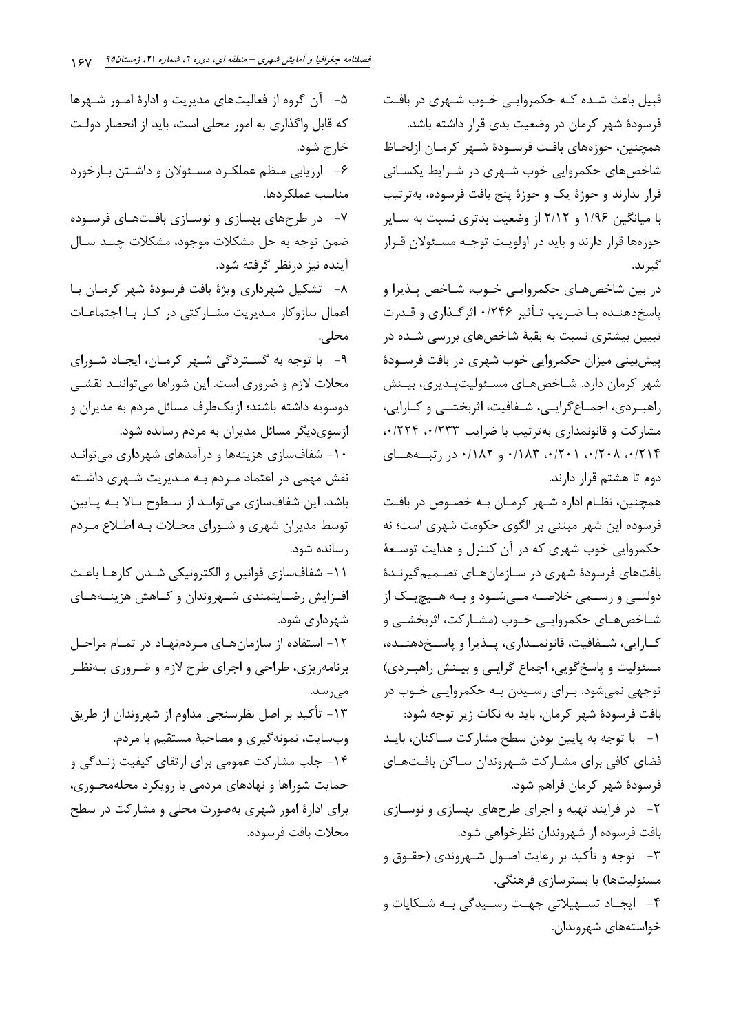قبیل باعث شده که حکمروایی خوب شهری در بافت فرسودهٔ شهر کرمان در وضعیت بدی قرار داشته باشد.

همچنین، حوزه‌های بافت فرسودهٔ شهر کرمان ازلحاظ شاخص‌های حکمروایی خوب شهری در شرایط یکسانی قرار ندارند و حوزهٔ یک و حوزهٔ پنج بافت فرسوده، به‌ترتیب با میانگین ۱/۹۶ و ۲/۱۲ از وضعیت بدتری نسبت به سایر حوزه‌ها قرار دارند و باید در اولویت توجه مسئولان قرار گیرند.

در بین شاخص‌های حکمروایی خوب، شاخص پذیرا و پاسخ‌دهنده با ضریب تأثیر ۰/۲۴۶ اثرگذاری و قدرت تبیین بیشتری نسبت به بقیهٔ شاخص‌های بررسی شده در پیش‌بینی میزان حکمروایی خوب شهری در بافت فرسودهٔ شهر کرمان دارد. شاخص‌های مسئولیت‌پذیری، بینش راهبردی، اجماع‌گرایی، شفافیت، اثربخشی و کارایی، مشارکت و قانونمداری به‌ترتیب با ضرایب ۰/۲۳۳، ۰/۲۲۴، ۰/۲۱۴، ۰/۲۰۸، ۰/۲۰۱، ۰/۱۸۳ و ۰/۱۸۲ در رتبه‌های دوم تا هشتم قرار دارند.

همچنین، نظام اداره شهر کرمان به خصوص در بافت فرسوده این شهر مبتنی بر الگوی حکومت شهری است؛ نه حکمروایی خوب شهری که در آن کنترل و هدایت توسعهٔ بافت‌های فرسودهٔ شهری در سازمان‌های تصمیم‌گیرندهٔ دولتی و رسمی خلاصه می‌شود و به هیچ‌یک از شاخص‌های حکمروایی خوب (مشارکت، اثربخشی و کارایی، شفافیت، قانونمداری، پذیرا و پاسخ‌دهنده، مسئولیت و پاسخ‌گویی، اجماع گرایی و بینش راهبردی) توجهی نمی‌شود. برای رسیدن به حکمروایی خوب در بافت فرسودهٔ شهر کرمان، باید به نکات زیر توجه شود:

۱- با توجه به پایین بودن سطح مشارکت ساکنان، باید فضای کافی برای مشارکت شهروندان ساکن بافت‌های فرسودهٔ شهر کرمان فراهم شود.

۲- در فرایند تهیه و اجرای طرح‌های بهسازی و نوسازی بافت فرسوده از شهروندان نظرخواهی شود.

۳- توجه و تأکید بر رعایت اصول شهروندی (حقوق و مسئولیت‌ها) با بسترسازی فرهنگی.

۴- ایجاد تسهیلاتی جهت رسیدگی به شکایات و خواسته‌های شهروندان.

۵- آن گروه از فعالیت‌های مدیریت و ادارهٔ امور شهرها که قابل واگذاری به امور محلی است، باید از انحصار دولت خارج شود.

۶- ارزیابی منظم عملکرد مسئولان و داشتن بازخورد مناسب عملکردها.

۷- در طرح‌های بهسازی و نوسازی بافت‌های فرسوده ضمن توجه به حل مشکلات موجود، مشکلات چند سال آینده نیز درنظر گرفته شود.

۸- تشکیل شهرداری ویژهٔ بافت فرسودهٔ شهر کرمان با اعمال سازوکار مدیریت مشارکتی در کار با اجتماعات محلی.

۹- با توجه به گستردگی شهر کرمان، ایجاد شورای محلات لازم و ضروری است. این شوراها می‌توانند نقشی دوسویه داشته باشند؛ ازیک‌طرف مسائل مردم به مدیران و ازسوی‌دیگر مسائل مدیران به مردم رسانده شود.

۱۰- شفاف‌سازی هزینه‌ها و درآمدهای شهرداری می‌تواند نقش مهمی در اعتماد مردم به مدیریت شهری داشته باشد. این شفاف‌سازی می‌تواند از سطوح بالا به پایین توسط مدیران شهری و شورای محلات به اطلاع مردم رسانده شود.

۱۱- شفاف‌سازی قوانین و الکترونیکی شدن کارها باعث افزایش رضایتمندی شهروندان و کاهش هزینه‌های شهرداری شود.

۱۲- استفاده از سازمان‌های مردم‌نهاد در تمام مراحل برنامه‌ریزی، طراحی و اجرای طرح لازم و ضروری به‌نظر می‌رسد.

۱۳- تأکید بر اصل نظرسنجی مداوم از شهروندان از طریق وب‌سایت، نمونه‌گیری و مصاحبهٔ مستقیم با مردم.

۱۴- جلب مشارکت عمومی برای ارتقای کیفیت زندگی و حمایت شوراها و نهادهای مردمی با رویکرد محله‌محوری، برای ادارهٔ امور شهری به‌صورت محلی و مشارکت در سطح محلات بافت فرسوده.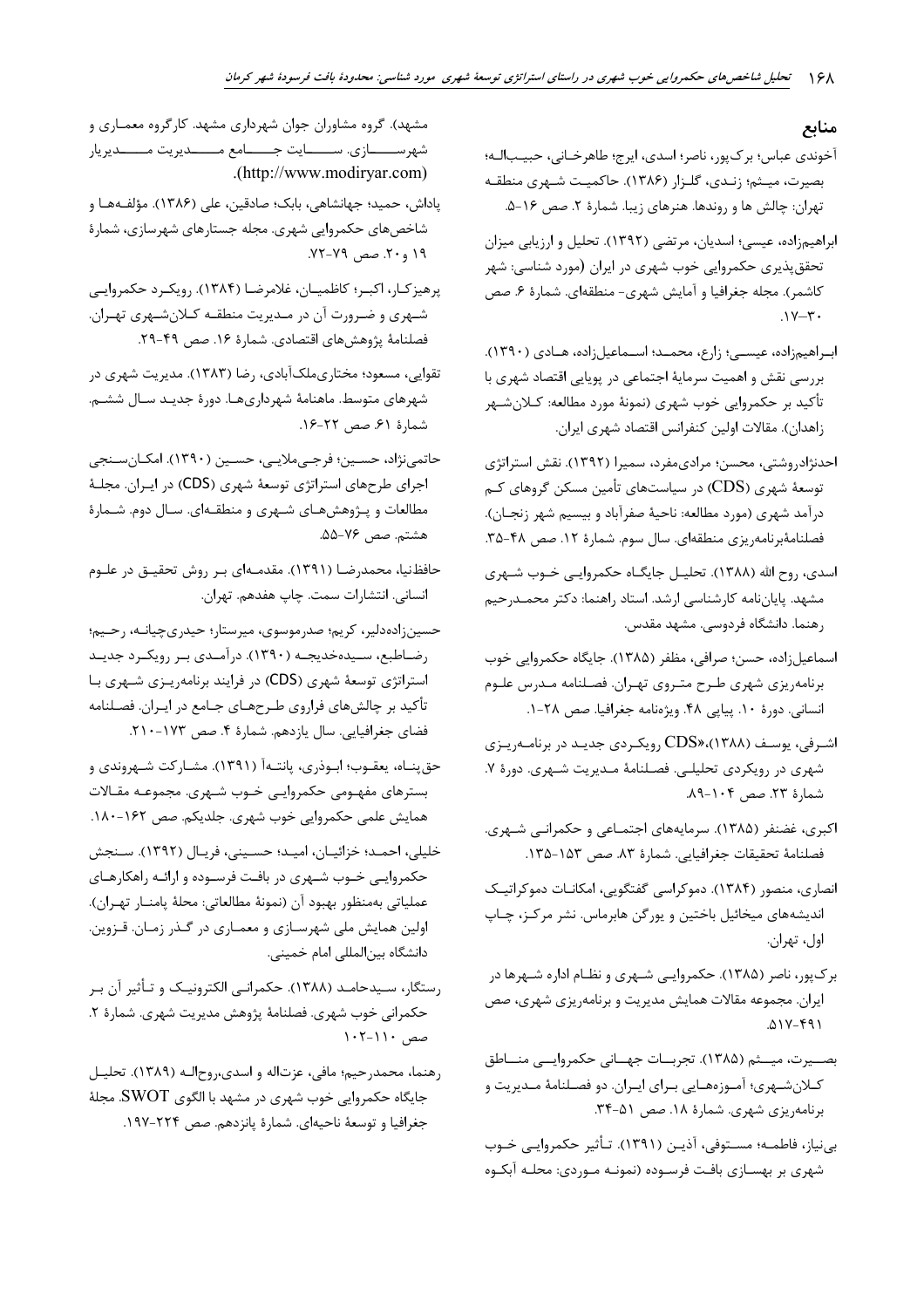## منابع

آخوندی عباس؛ برک‌پور، ناصر؛ اسدی، ایرج؛ طاهرخانی، حبیب‌اله؛ بصیرت، میثم؛ زندی، گلزار (۱۳۸۶). حاکمیت شهری منطقه تهران: چالش ها و روندها. هنرهای زیبا. شمارهٔ ۲. صص ۱۶-۵.

ابراهیم‌زاده، عیسی؛ اسدیان، مرتضی (۱۳۹۲). تحلیل و ارزیابی میزان تحقق‌پذیری حکمروایی خوب شهری در ایران (مورد شناسی: شهر کاشمر). مجله جغرافیا و آمایش شهری- منطقه‌ای. شمارهٔ ۶. صص ۳۰-۱۷.

ابراهیم‌زاده، عیسی؛ زارع، محمد؛ اسماعیل‌زاده، هادی (۱۳۹۰). بررسی نقش و اهمیت سرمایهٔ اجتماعی در پویایی اقتصاد شهری با تأکید بر حکمروایی خوب شهری (نمونهٔ مورد مطالعه: کلان‌شهر زاهدان). مقالات اولین کنفرانس اقتصاد شهری ایران.

احدنژادروشتی، محسن؛ مرادی‌مفرد، سمیرا (۱۳۹۲). نقش استراتژی توسعهٔ شهری (CDS) در سیاست‌های تأمین مسکن گروهای کم درآمد شهری (مورد مطالعه: ناحیهٔ صفرآباد و بیسیم شهر زنجان). فصلنامهٔبرنامه‌ریزی منطقه‌ای. سال سوم. شمارهٔ ۱۲. صص ۴۸-۳۵.

اسدی، روح الله (۱۳۸۸). تحلیل جایگاه حکمروایی خوب شهری مشهد. پایان‌نامه کارشناسی ارشد. استاد راهنما: دکتر محمدرحیم رهنما. دانشگاه فردوسی. مشهد مقدس.

اسماعیل‌زاده، حسن؛ صرافی، مظفر (۱۳۸۵). جایگاه حکمروایی خوب برنامه‌ریزی شهری طرح متروی تهران. فصلنامه مدرس علوم انسانی. دورهٔ ۱۰. پیاپی ۴۸. ویژه‌نامه جغرافیا. صص ۲۸-۱.

اشرفی، یوسف (۱۳۸۸).«CDS رویکردی جدید در برنامه‌ریزی شهری در رویکردی تحلیلی. فصلنامهٔ مدیریت شهری. دورهٔ ۷. شمارهٔ ۲۳. صص ۱۰۴-۸۹.

اکبری، غضنفر (۱۳۸۵). سرمایه‌های اجتماعی و حکمرانی شهری. فصلنامهٔ تحقیقات جغرافیایی. شمارهٔ ۸۳. صص ۱۵۳-۱۳۵.

انصاری، منصور (۱۳۸۴). دموکراسی گفتگویی، امکانات دموکراتیک اندیشه‌های میخائیل باختین و یورگن هابرماس. نشر مرکز، چاپ اول، تهران.

برک‌پور، ناصر (۱۳۸۵). حکمروایی شهری و نظام اداره شهرها در ایران. مجموعه مقالات همایش مدیریت و برنامه‌ریزی شهری، صص ۵۱۷-۴۹۱.

بصیرت، میثم (۱۳۸۵). تجربیات جهانی حکمروایی مناطق کلان‌شهری؛ آموزه‌هایی برای ایران. دو فصلنامهٔ مدیریت و برنامه‌ریزی شهری. شمارهٔ ۱۸. صص ۵۱-۳۴.

بی‌نیاز، فاطمه؛ مستوفی، آذین (۱۳۹۱). تأثیر حکمروایی خوب شهری بر بهسازی بافت فرسوده (نمونه موردی: محله آبکوه مشهد). گروه مشاوران جوان شهرداری مشهد. کارگروه معماری و شهرسازی. سایت جامع مدیریار (http://www.modiryar.com).

پاداش، حمید؛ جهانشاهی، بابک؛ صادقین، علی (۱۳۸۶). مؤلفه‌ها و شاخص‌های حکمروایی شهری. مجله جستارهای شهرسازی، شمارهٔ ۱۹ و ۲۰. صص ۷۹-۷۲.

پرهیزکار، اکبر؛ کاظمیان، غلامرضا (۱۳۸۴). رویکرد حکمروایی شهری و ضرورت آن در مدیریت منطقه کلان‌شهری تهران. فصلنامهٔ پژوهش‌های اقتصادی. شمارهٔ ۱۶. صص ۴۹-۲۹.

تقوایی، مسعود؛ مختاری‌ملک‌آبادی، رضا (۱۳۸۳). مدیریت شهری در شهرهای متوسط. ماهنامهٔ شهرداری‌ها. دورهٔ جدید سال ششم. شمارهٔ ۶۱. صص ۲۲-۱۶.

حاتمی‌نژاد، حسین؛ فرجی‌ملایی، حسین (۱۳۹۰). امکان‌سنجی اجرای طرح‌های استراتژی توسعهٔ شهری (CDS) در ایران. مجلهٔ مطالعات و پژوهش‌های شهری و منطقه‌ای. سال دوم. شمارهٔ هشتم. صص ۷۶-۵۵.

حافظ‌نیا، محمدرضا (۱۳۹۱). مقدمه‌ای بر روش تحقیق در علوم انسانی. انتشارات سمت. چاپ هفدهم. تهران.

حسین‌زاده‌دلیر، کریم؛ صدرموسوی، میرستار؛ حیدری‌چیانه، رحیم؛ رضاطبع، سیده‌خدیجه (۱۳۹۰). درآمدی بر رویکرد جدید استراتژی توسعهٔ شهری (CDS) در فرایند برنامه‌ریزی شهری با تأکید بر چالش‌های فراروی طرح‌های جامع در ایران. فصلنامه فضای جغرافیایی. سال یازدهم. شمارهٔ ۴. صص ۱۷۳-۲۱۰.

حق‌پناه، یعقوب؛ ابوذری، پانته‌آ (۱۳۹۱). مشارکت شهروندی و بسترهای مفهومی حکمروایی خوب شهری. مجموعه مقالات همایش علمی حکمروایی خوب شهری. جلدیکم. صص ۱۶۲-۱۸۰.

خلیلی، احمد؛ خزائیان، امید؛ حسینی، فریال (۱۳۹۲). سنجش حکمروایی خوب شهری در بافت فرسوده و ارائه راهکارهای عملیاتی به‌منظور بهبود آن (نمونهٔ مطالعاتی: محلهٔ پامنار تهران). اولین همایش ملی شهرسازی و معماری در گذر زمان. قزوین. دانشگاه بین‌المللی امام خمینی.

رستگار، سیدحامد (۱۳۸۸). حکمرانی الکترونیک و تأثیر آن بر حکمرانی خوب شهری. فصلنامهٔ پژوهش مدیریت شهری. شمارهٔ ۲. صص ۱۱۰-۱۰۲.

رهنما، محمدرحیم؛ مافی، عزت‌اله و اسدی،روح‌اله (۱۳۸۹). تحلیل جایگاه حکمروایی خوب شهری در مشهد با الگوی SWOT. مجلهٔ جغرافیا و توسعهٔ ناحیه‌ای. شمارهٔ پانزدهم. صص ۲۲۴-۱۹۷.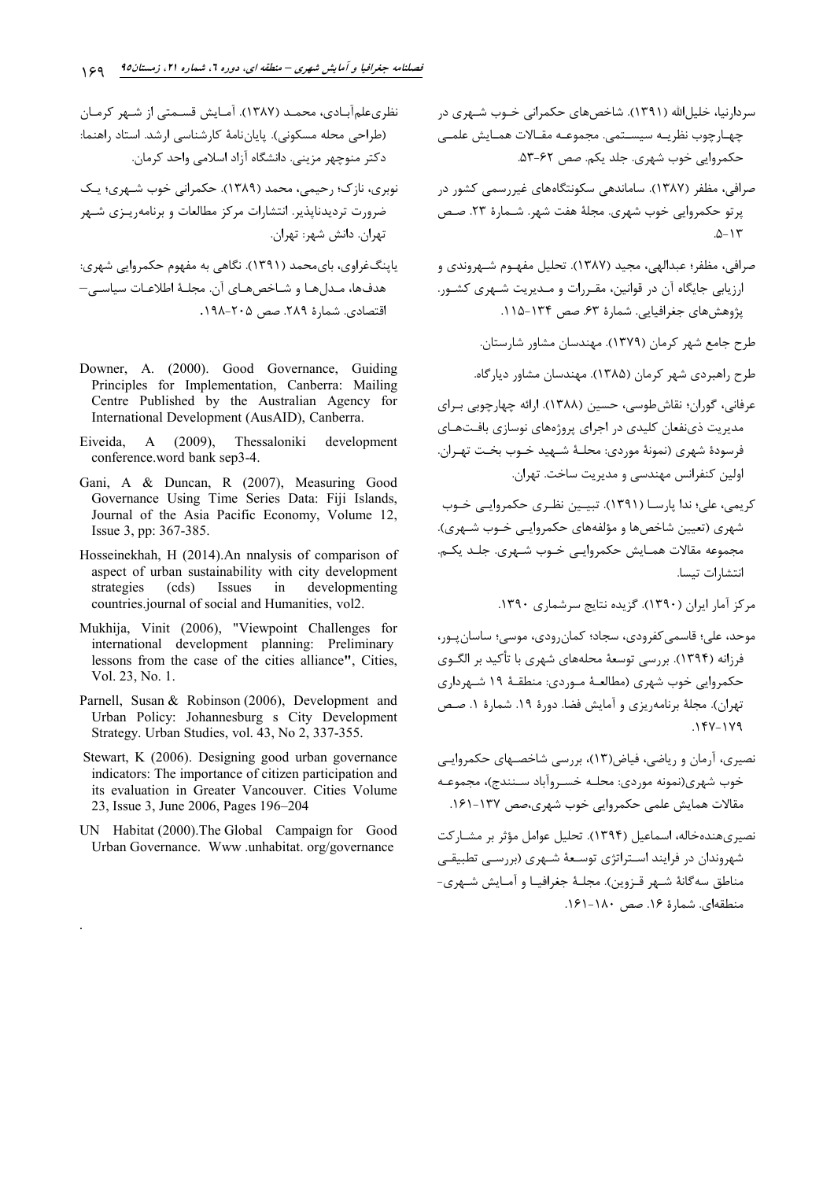سردارنیا، خلیل‌الله (۱۳۹۱). شاخص‌های حکمرانی خـوب شـهری در چهـارچوب نظریـه سیسـتمی. مجموعـه مقـالات همـایش علمـی حکمروایی خوب شهری. جلد یکم. صص ۶۲-۵۳.

صرافی، مظفر (۱۳۸۷). ساماندهی سکونتگاه‌های غیررسمی کشور در پرتو حکمروایی خوب شهری. مجلهٔ هفت شهر. شـمارهٔ ۲۳. صـص ۱۳-۵.

صرافی، مظفر؛ عبدالهی، مجید (۱۳۸۷). تحلیل مفهـوم شـهروندی و ارزیابی جایگاه آن در قوانین، مقـررات و مـدیریت شـهری کشـور. پژوهش‌های جغرافیایی. شمارهٔ ۶۳. صص ۱۳۴-۱۱۵.

طرح جامع شهر کرمان (۱۳۷۹). مهندسان مشاور شارستان.

طرح راهبردی شهر کرمان (۱۳۸۵). مهندسان مشاور دیارگاه.

عرفانی، گوران؛ نقاش‌طوسی، حسین (۱۳۸۸). ارائه چهارچوبی بـرای مدیریت ذی‌نفعان کلیدی در اجرای پروژه‌های نوسازی بافـت‌هـای فرسودهٔ شهری (نمونهٔ موردی: محلـهٔ شـهید خـوب بخـت تهـران. اولین کنفرانس مهندسی و مدیریت ساخت. تهران.

کریمی، علی؛ ندا پارسـا (۱۳۹۱). تبیـین نظـری حکمروایـی خـوب شهری (تعیین شاخص‌ها و مؤلفه‌های حکمروایـی خـوب شـهری). مجموعه مقالات همـایش حکمروایـی خـوب شـهری. جلـد یکـم. انتشارات تیسا.

مرکز آمار ایران (۱۳۹۰). گزیده نتایج سرشماری ۱۳۹۰.

موحد، علی؛ قاسمی‌کفرودی، سجاد؛ کمان‌رودی، موسی؛ ساسان‌پـور، فرزانه (۱۳۹۴). بررسی توسعهٔ محله‌های شهری با تأکید بر الگـوی حکمروایی خوب شهری (مطالعـهٔ مـوردی: منطقـهٔ ۱۹ شـهرداری تهران). مجلهٔ برنامه‌ریزی و آمایش فضا. دورهٔ ۱۹. شمارهٔ ۱. صـص ۱۷۹-۱۴۷.

نصیری، آرمان و ریاضی، فیاض(۱۳)، بررسی شاخصـهای حکمروایـی خوب شهری(نمونه موردی: محلـه خسـروآباد سـنندج)، مجموعـه مقالات همایش علمی حکمروایی خوب شهری،صص ۱۳۷-۱۶۱.

نصیری‌هنده‌خاله، اسماعیل (۱۳۹۴). تحلیل عوامل مؤثر بر مشـارکت شهروندان در فرایند اسـتراتژی توسـعهٔ شـهری (بررسـی تطبیقـی مناطق سه‌گانهٔ شـهر قـزوین). مجلـهٔ جغرافیـا و آمـایش شـهری-منطقه‌ای. شمارهٔ ۱۶. صص ۱۸۰-۱۶۱.

نظری‌علم‌آبـادی، محمـد (۱۳۸۷). آمـایش قسـمتی از شـهر کرمـان (طراحی محله مسکونی). پایان‌نامهٔ کارشناسی ارشد. استاد راهنما: دکتر منوچهر مزینی. دانشگاه آزاد اسلامی واحد کرمان.

نوبری، نازک؛ رحیمی، محمد (۱۳۸۹). حکمرانی خوب شـهری؛ یـک ضرورت تردیدناپذیر. انتشارات مرکز مطالعات و برنامه‌ریـزی شـهر تهران. دانش شهر: تهران.

یاینگ‌غراوی، بای‌محمد (۱۳۹۱). نگاهی به مفهوم حکمروایی شهری: هدف‌ها، مـدل‌هـا و شـاخص‌هـای آن. مجلـهٔ اطلاعـات سیاسـی– اقتصادی. شمارهٔ ۲۸۹. صص ۲۰۵-۱۹۸.

Downer, A. (2000). Good Governance, Guiding Principles for Implementation, Canberra: Mailing Centre Published by the Australian Agency for International Development (AusAID), Canberra.

Eiveida, A (2009), Thessaloniki development conference.word bank sep3-4.

Gani, A & Duncan, R (2007), Measuring Good Governance Using Time Series Data: Fiji Islands, Journal of the Asia Pacific Economy, Volume 12, Issue 3, pp: 367-385.

Hosseinekhah, H (2014).An nnalysis of comparison of aspect of urban sustainability with city development strategies (cds) Issues in developmenting countries.journal of social and Humanities, vol2.

Mukhija, Vinit (2006), "Viewpoint Challenges for international development planning: Preliminary lessons from the case of the cities alliance", Cities, Vol. 23, No. 1.

Parnell, Susan & Robinson (2006), Development and Urban Policy: Johannesburg s City Development Strategy. Urban Studies, vol. 43, No 2, 337-355.

Stewart, K (2006). Designing good urban governance indicators: The importance of citizen participation and its evaluation in Greater Vancouver. Cities Volume 23, Issue 3, June 2006, Pages 196–204

UN Habitat (2000).The Global Campaign for Good Urban Governance. Www .unhabitat. org/governance